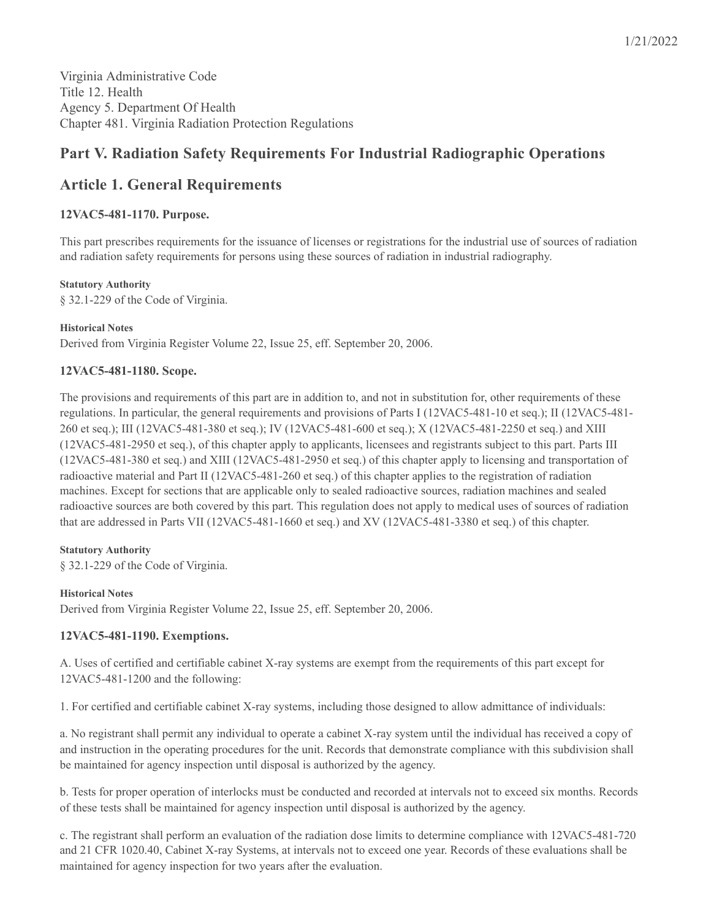Virginia Administrative Code
Title 12. Health
Agency 5. Department Of Health
Chapter 481. Virginia Radiation Protection Regulations

## Part V. Radiation Safety Requirements For Industrial Radiographic Operations

## Article 1. General Requirements

### 12VAC5-481-1170. Purpose.

This part prescribes requirements for the issuance of licenses or registrations for the industrial use of sources of radiation and radiation safety requirements for persons using these sources of radiation in industrial radiography.

**Statutory Authority**

§ 32.1-229 of the Code of Virginia.

**Historical Notes**

Derived from Virginia Register Volume 22, Issue 25, eff. September 20, 2006.

### 12VAC5-481-1180. Scope.

The provisions and requirements of this part are in addition to, and not in substitution for, other requirements of these regulations. In particular, the general requirements and provisions of Parts I (12VAC5-481-10 et seq.); II (12VAC5-481-260 et seq.); III (12VAC5-481-380 et seq.); IV (12VAC5-481-600 et seq.); X (12VAC5-481-2250 et seq.) and XIII (12VAC5-481-2950 et seq.), of this chapter apply to applicants, licensees and registrants subject to this part. Parts III (12VAC5-481-380 et seq.) and XIII (12VAC5-481-2950 et seq.) of this chapter apply to licensing and transportation of radioactive material and Part II (12VAC5-481-260 et seq.) of this chapter applies to the registration of radiation machines. Except for sections that are applicable only to sealed radioactive sources, radiation machines and sealed radioactive sources are both covered by this part. This regulation does not apply to medical uses of sources of radiation that are addressed in Parts VII (12VAC5-481-1660 et seq.) and XV (12VAC5-481-3380 et seq.) of this chapter.

**Statutory Authority**

§ 32.1-229 of the Code of Virginia.

**Historical Notes**

Derived from Virginia Register Volume 22, Issue 25, eff. September 20, 2006.

### 12VAC5-481-1190. Exemptions.

A. Uses of certified and certifiable cabinet X-ray systems are exempt from the requirements of this part except for 12VAC5-481-1200 and the following:

1. For certified and certifiable cabinet X-ray systems, including those designed to allow admittance of individuals:

a. No registrant shall permit any individual to operate a cabinet X-ray system until the individual has received a copy of and instruction in the operating procedures for the unit. Records that demonstrate compliance with this subdivision shall be maintained for agency inspection until disposal is authorized by the agency.

b. Tests for proper operation of interlocks must be conducted and recorded at intervals not to exceed six months. Records of these tests shall be maintained for agency inspection until disposal is authorized by the agency.

c. The registrant shall perform an evaluation of the radiation dose limits to determine compliance with 12VAC5-481-720 and 21 CFR 1020.40, Cabinet X-ray Systems, at intervals not to exceed one year. Records of these evaluations shall be maintained for agency inspection for two years after the evaluation.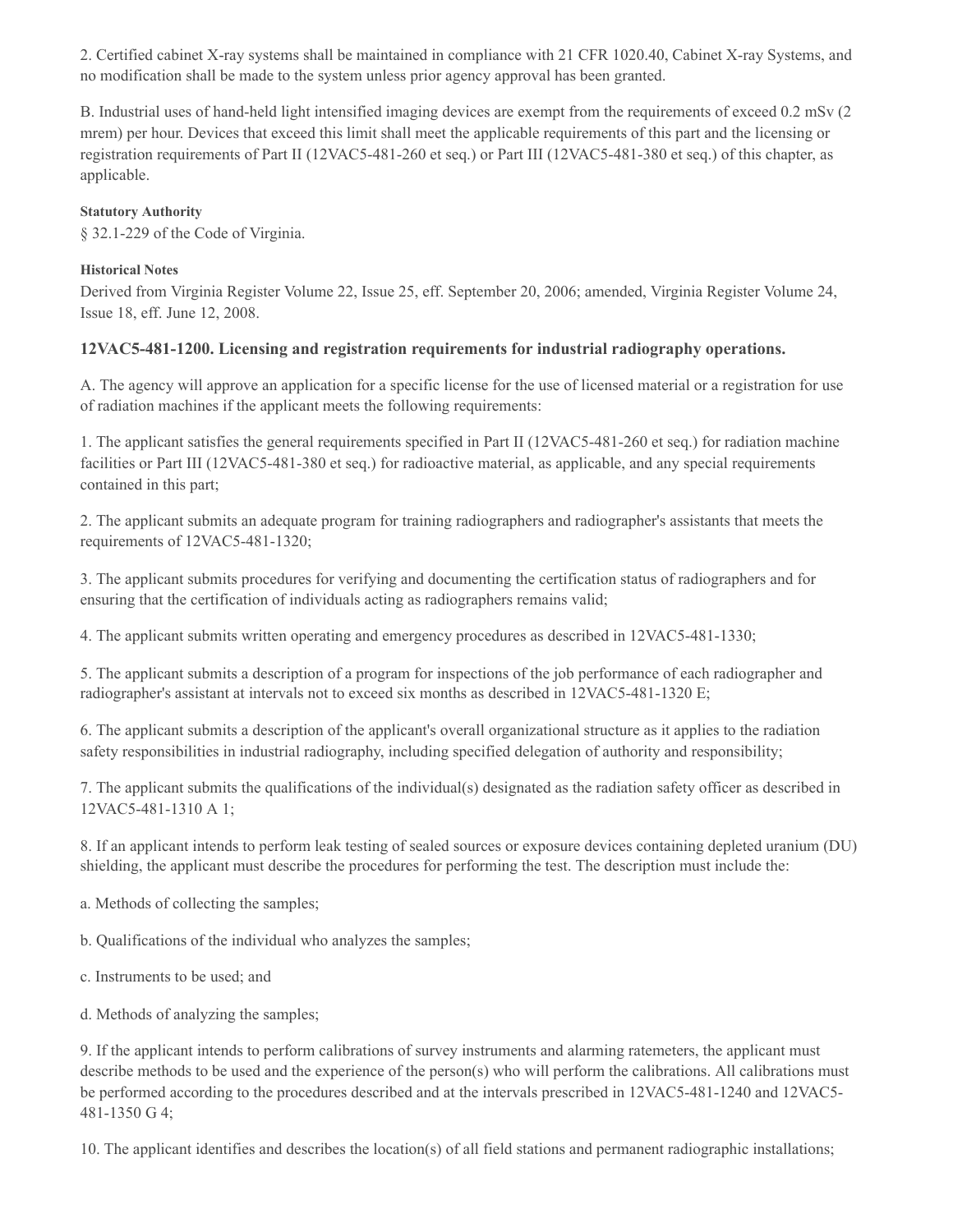2. Certified cabinet X-ray systems shall be maintained in compliance with 21 CFR 1020.40, Cabinet X-ray Systems, and no modification shall be made to the system unless prior agency approval has been granted.

B. Industrial uses of hand-held light intensified imaging devices are exempt from the requirements of exceed 0.2 mSv (2 mrem) per hour. Devices that exceed this limit shall meet the applicable requirements of this part and the licensing or registration requirements of Part II (12VAC5-481-260 et seq.) or Part III (12VAC5-481-380 et seq.) of this chapter, as applicable.

**Statutory Authority**

§ 32.1-229 of the Code of Virginia.

**Historical Notes**

Derived from Virginia Register Volume 22, Issue 25, eff. September 20, 2006; amended, Virginia Register Volume 24, Issue 18, eff. June 12, 2008.

### 12VAC5-481-1200. Licensing and registration requirements for industrial radiography operations.

A. The agency will approve an application for a specific license for the use of licensed material or a registration for use of radiation machines if the applicant meets the following requirements:

1. The applicant satisfies the general requirements specified in Part II (12VAC5-481-260 et seq.) for radiation machine facilities or Part III (12VAC5-481-380 et seq.) for radioactive material, as applicable, and any special requirements contained in this part;

2. The applicant submits an adequate program for training radiographers and radiographer's assistants that meets the requirements of 12VAC5-481-1320;

3. The applicant submits procedures for verifying and documenting the certification status of radiographers and for ensuring that the certification of individuals acting as radiographers remains valid;

4. The applicant submits written operating and emergency procedures as described in 12VAC5-481-1330;

5. The applicant submits a description of a program for inspections of the job performance of each radiographer and radiographer's assistant at intervals not to exceed six months as described in 12VAC5-481-1320 E;

6. The applicant submits a description of the applicant's overall organizational structure as it applies to the radiation safety responsibilities in industrial radiography, including specified delegation of authority and responsibility;

7. The applicant submits the qualifications of the individual(s) designated as the radiation safety officer as described in 12VAC5-481-1310 A 1;

8. If an applicant intends to perform leak testing of sealed sources or exposure devices containing depleted uranium (DU) shielding, the applicant must describe the procedures for performing the test. The description must include the:

a. Methods of collecting the samples;

b. Qualifications of the individual who analyzes the samples;

c. Instruments to be used; and

d. Methods of analyzing the samples;

9. If the applicant intends to perform calibrations of survey instruments and alarming ratemeters, the applicant must describe methods to be used and the experience of the person(s) who will perform the calibrations. All calibrations must be performed according to the procedures described and at the intervals prescribed in 12VAC5-481-1240 and 12VAC5-481-1350 G 4;

10. The applicant identifies and describes the location(s) of all field stations and permanent radiographic installations;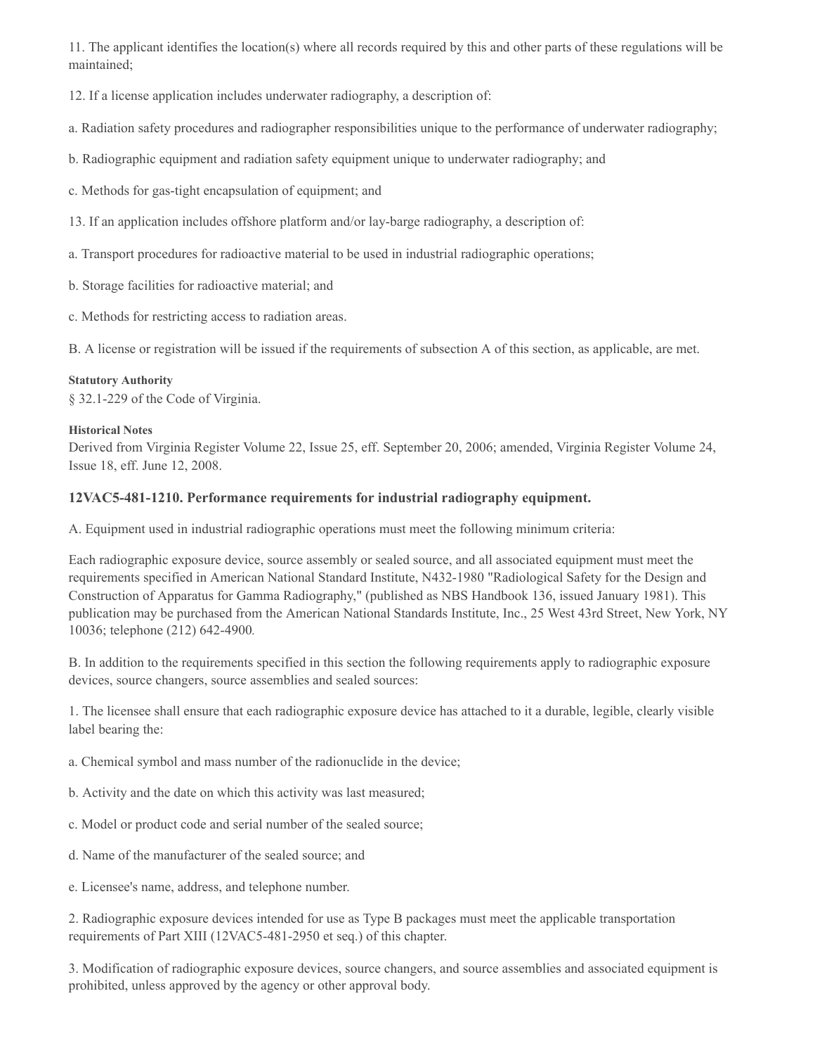11. The applicant identifies the location(s) where all records required by this and other parts of these regulations will be maintained;

12. If a license application includes underwater radiography, a description of:

a. Radiation safety procedures and radiographer responsibilities unique to the performance of underwater radiography;

b. Radiographic equipment and radiation safety equipment unique to underwater radiography; and

c. Methods for gas-tight encapsulation of equipment; and

13. If an application includes offshore platform and/or lay-barge radiography, a description of:

a. Transport procedures for radioactive material to be used in industrial radiographic operations;

b. Storage facilities for radioactive material; and

c. Methods for restricting access to radiation areas.

B. A license or registration will be issued if the requirements of subsection A of this section, as applicable, are met.

**Statutory Authority**

§ 32.1-229 of the Code of Virginia.

**Historical Notes**

Derived from Virginia Register Volume 22, Issue 25, eff. September 20, 2006; amended, Virginia Register Volume 24, Issue 18, eff. June 12, 2008.

### 12VAC5-481-1210. Performance requirements for industrial radiography equipment.

A. Equipment used in industrial radiographic operations must meet the following minimum criteria:

Each radiographic exposure device, source assembly or sealed source, and all associated equipment must meet the requirements specified in American National Standard Institute, N432-1980 "Radiological Safety for the Design and Construction of Apparatus for Gamma Radiography," (published as NBS Handbook 136, issued January 1981). This publication may be purchased from the American National Standards Institute, Inc., 25 West 43rd Street, New York, NY 10036; telephone (212) 642-4900.

B. In addition to the requirements specified in this section the following requirements apply to radiographic exposure devices, source changers, source assemblies and sealed sources:

1. The licensee shall ensure that each radiographic exposure device has attached to it a durable, legible, clearly visible label bearing the:

a. Chemical symbol and mass number of the radionuclide in the device;

b. Activity and the date on which this activity was last measured;

c. Model or product code and serial number of the sealed source;

d. Name of the manufacturer of the sealed source; and

e. Licensee's name, address, and telephone number.

2. Radiographic exposure devices intended for use as Type B packages must meet the applicable transportation requirements of Part XIII (12VAC5-481-2950 et seq.) of this chapter.

3. Modification of radiographic exposure devices, source changers, and source assemblies and associated equipment is prohibited, unless approved by the agency or other approval body.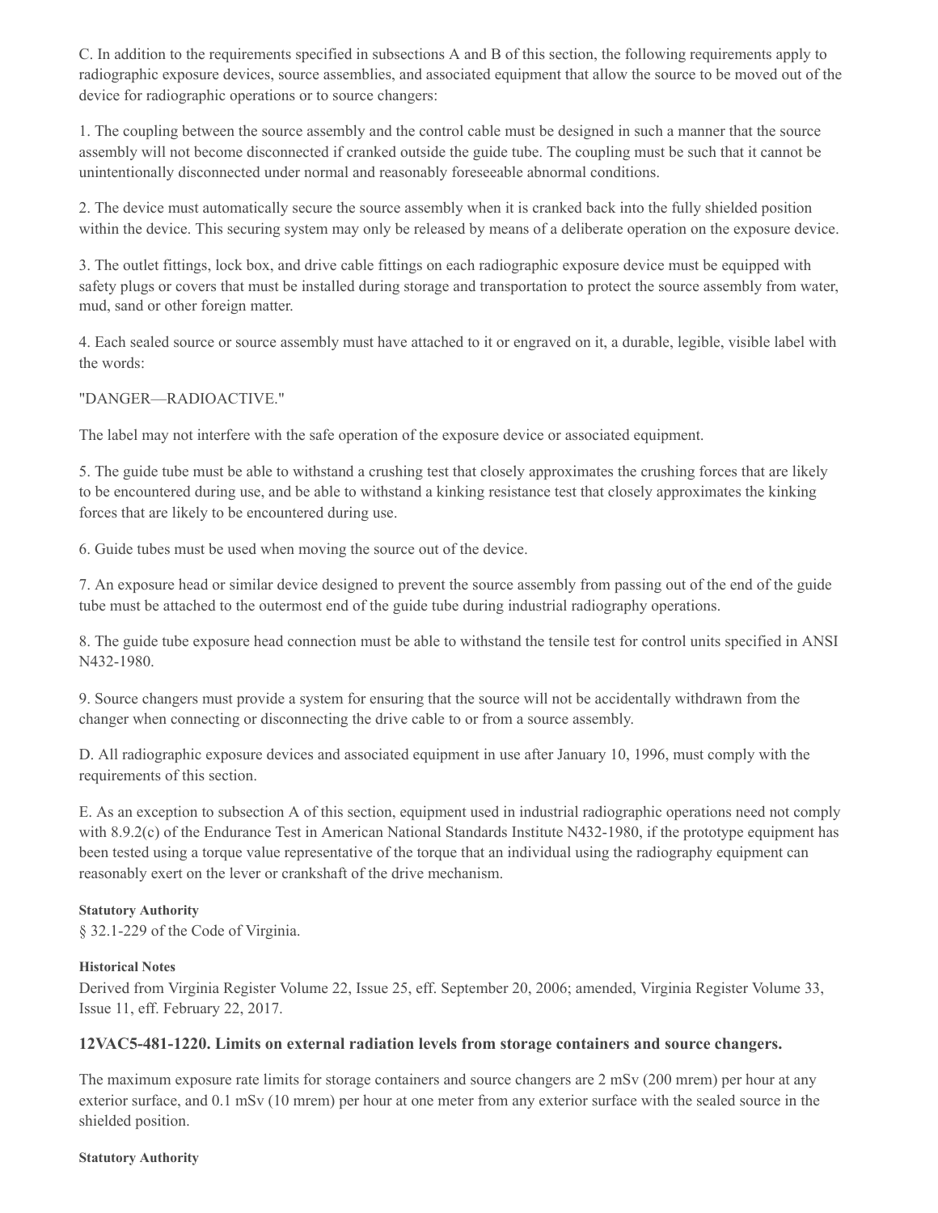C. In addition to the requirements specified in subsections A and B of this section, the following requirements apply to radiographic exposure devices, source assemblies, and associated equipment that allow the source to be moved out of the device for radiographic operations or to source changers:

1. The coupling between the source assembly and the control cable must be designed in such a manner that the source assembly will not become disconnected if cranked outside the guide tube. The coupling must be such that it cannot be unintentionally disconnected under normal and reasonably foreseeable abnormal conditions.

2. The device must automatically secure the source assembly when it is cranked back into the fully shielded position within the device. This securing system may only be released by means of a deliberate operation on the exposure device.

3. The outlet fittings, lock box, and drive cable fittings on each radiographic exposure device must be equipped with safety plugs or covers that must be installed during storage and transportation to protect the source assembly from water, mud, sand or other foreign matter.

4. Each sealed source or source assembly must have attached to it or engraved on it, a durable, legible, visible label with the words:

"DANGER—RADIOACTIVE."

The label may not interfere with the safe operation of the exposure device or associated equipment.

5. The guide tube must be able to withstand a crushing test that closely approximates the crushing forces that are likely to be encountered during use, and be able to withstand a kinking resistance test that closely approximates the kinking forces that are likely to be encountered during use.

6. Guide tubes must be used when moving the source out of the device.

7. An exposure head or similar device designed to prevent the source assembly from passing out of the end of the guide tube must be attached to the outermost end of the guide tube during industrial radiography operations.

8. The guide tube exposure head connection must be able to withstand the tensile test for control units specified in ANSI N432-1980.

9. Source changers must provide a system for ensuring that the source will not be accidentally withdrawn from the changer when connecting or disconnecting the drive cable to or from a source assembly.

D. All radiographic exposure devices and associated equipment in use after January 10, 1996, must comply with the requirements of this section.

E. As an exception to subsection A of this section, equipment used in industrial radiographic operations need not comply with 8.9.2(c) of the Endurance Test in American National Standards Institute N432-1980, if the prototype equipment has been tested using a torque value representative of the torque that an individual using the radiography equipment can reasonably exert on the lever or crankshaft of the drive mechanism.

**Statutory Authority**

§ 32.1-229 of the Code of Virginia.

**Historical Notes**

Derived from Virginia Register Volume 22, Issue 25, eff. September 20, 2006; amended, Virginia Register Volume 33, Issue 11, eff. February 22, 2017.

### 12VAC5-481-1220. Limits on external radiation levels from storage containers and source changers.

The maximum exposure rate limits for storage containers and source changers are 2 mSv (200 mrem) per hour at any exterior surface, and 0.1 mSv (10 mrem) per hour at one meter from any exterior surface with the sealed source in the shielded position.

**Statutory Authority**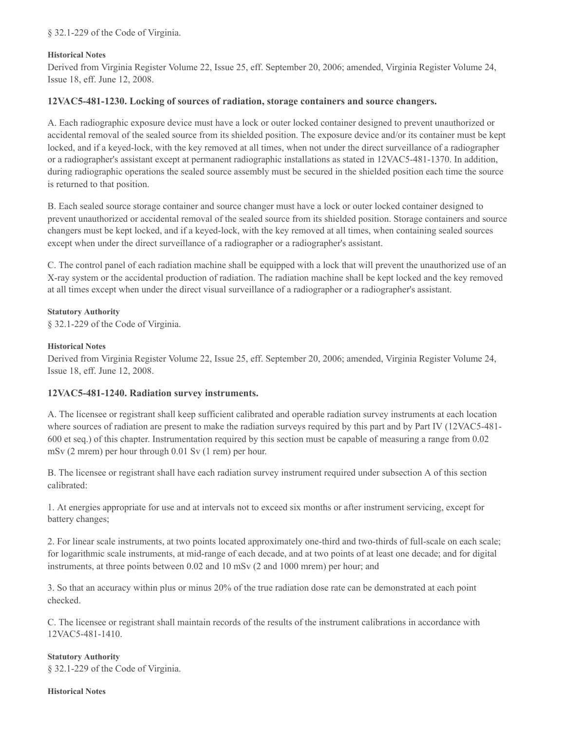§ 32.1-229 of the Code of Virginia.

**Historical Notes**

Derived from Virginia Register Volume 22, Issue 25, eff. September 20, 2006; amended, Virginia Register Volume 24, Issue 18, eff. June 12, 2008.

### 12VAC5-481-1230. Locking of sources of radiation, storage containers and source changers.

A. Each radiographic exposure device must have a lock or outer locked container designed to prevent unauthorized or accidental removal of the sealed source from its shielded position. The exposure device and/or its container must be kept locked, and if a keyed-lock, with the key removed at all times, when not under the direct surveillance of a radiographer or a radiographer's assistant except at permanent radiographic installations as stated in 12VAC5-481-1370. In addition, during radiographic operations the sealed source assembly must be secured in the shielded position each time the source is returned to that position.

B. Each sealed source storage container and source changer must have a lock or outer locked container designed to prevent unauthorized or accidental removal of the sealed source from its shielded position. Storage containers and source changers must be kept locked, and if a keyed-lock, with the key removed at all times, when containing sealed sources except when under the direct surveillance of a radiographer or a radiographer's assistant.

C. The control panel of each radiation machine shall be equipped with a lock that will prevent the unauthorized use of an X-ray system or the accidental production of radiation. The radiation machine shall be kept locked and the key removed at all times except when under the direct visual surveillance of a radiographer or a radiographer's assistant.

**Statutory Authority**

§ 32.1-229 of the Code of Virginia.

**Historical Notes**

Derived from Virginia Register Volume 22, Issue 25, eff. September 20, 2006; amended, Virginia Register Volume 24, Issue 18, eff. June 12, 2008.

### 12VAC5-481-1240. Radiation survey instruments.

A. The licensee or registrant shall keep sufficient calibrated and operable radiation survey instruments at each location where sources of radiation are present to make the radiation surveys required by this part and by Part IV (12VAC5-481-600 et seq.) of this chapter. Instrumentation required by this section must be capable of measuring a range from 0.02 mSv (2 mrem) per hour through 0.01 Sv (1 rem) per hour.

B. The licensee or registrant shall have each radiation survey instrument required under subsection A of this section calibrated:

1. At energies appropriate for use and at intervals not to exceed six months or after instrument servicing, except for battery changes;

2. For linear scale instruments, at two points located approximately one-third and two-thirds of full-scale on each scale; for logarithmic scale instruments, at mid-range of each decade, and at two points of at least one decade; and for digital instruments, at three points between 0.02 and 10 mSv (2 and 1000 mrem) per hour; and

3. So that an accuracy within plus or minus 20% of the true radiation dose rate can be demonstrated at each point checked.

C. The licensee or registrant shall maintain records of the results of the instrument calibrations in accordance with 12VAC5-481-1410.

**Statutory Authority**

§ 32.1-229 of the Code of Virginia.

**Historical Notes**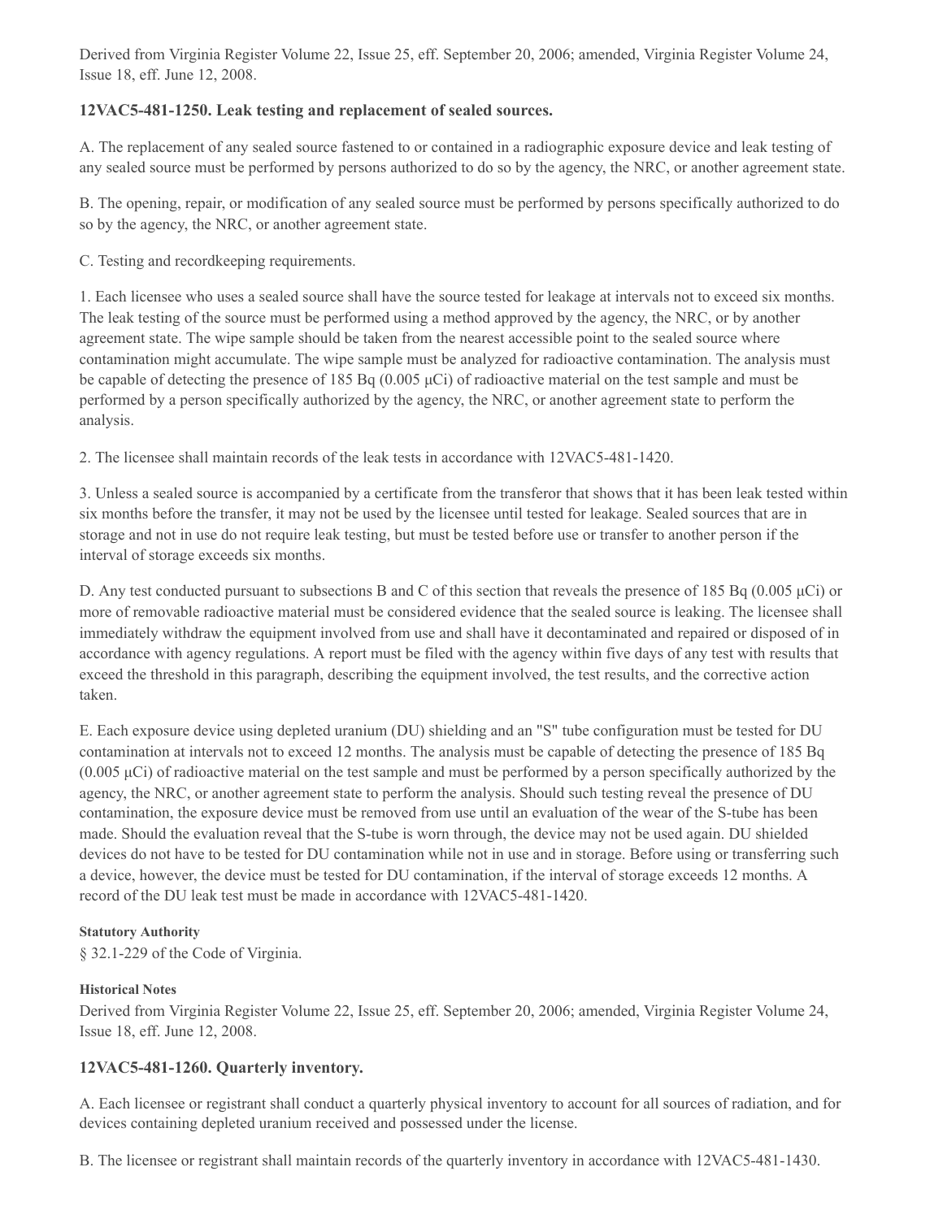Derived from Virginia Register Volume 22, Issue 25, eff. September 20, 2006; amended, Virginia Register Volume 24, Issue 18, eff. June 12, 2008.

### 12VAC5-481-1250. Leak testing and replacement of sealed sources.

A. The replacement of any sealed source fastened to or contained in a radiographic exposure device and leak testing of any sealed source must be performed by persons authorized to do so by the agency, the NRC, or another agreement state.

B. The opening, repair, or modification of any sealed source must be performed by persons specifically authorized to do so by the agency, the NRC, or another agreement state.

C. Testing and recordkeeping requirements.

1. Each licensee who uses a sealed source shall have the source tested for leakage at intervals not to exceed six months. The leak testing of the source must be performed using a method approved by the agency, the NRC, or by another agreement state. The wipe sample should be taken from the nearest accessible point to the sealed source where contamination might accumulate. The wipe sample must be analyzed for radioactive contamination. The analysis must be capable of detecting the presence of 185 Bq (0.005 µCi) of radioactive material on the test sample and must be performed by a person specifically authorized by the agency, the NRC, or another agreement state to perform the analysis.

2. The licensee shall maintain records of the leak tests in accordance with 12VAC5-481-1420.

3. Unless a sealed source is accompanied by a certificate from the transferor that shows that it has been leak tested within six months before the transfer, it may not be used by the licensee until tested for leakage. Sealed sources that are in storage and not in use do not require leak testing, but must be tested before use or transfer to another person if the interval of storage exceeds six months.

D. Any test conducted pursuant to subsections B and C of this section that reveals the presence of 185 Bq (0.005 µCi) or more of removable radioactive material must be considered evidence that the sealed source is leaking. The licensee shall immediately withdraw the equipment involved from use and shall have it decontaminated and repaired or disposed of in accordance with agency regulations. A report must be filed with the agency within five days of any test with results that exceed the threshold in this paragraph, describing the equipment involved, the test results, and the corrective action taken.

E. Each exposure device using depleted uranium (DU) shielding and an "S" tube configuration must be tested for DU contamination at intervals not to exceed 12 months. The analysis must be capable of detecting the presence of 185 Bq (0.005 µCi) of radioactive material on the test sample and must be performed by a person specifically authorized by the agency, the NRC, or another agreement state to perform the analysis. Should such testing reveal the presence of DU contamination, the exposure device must be removed from use until an evaluation of the wear of the S-tube has been made. Should the evaluation reveal that the S-tube is worn through, the device may not be used again. DU shielded devices do not have to be tested for DU contamination while not in use and in storage. Before using or transferring such a device, however, the device must be tested for DU contamination, if the interval of storage exceeds 12 months. A record of the DU leak test must be made in accordance with 12VAC5-481-1420.

**Statutory Authority**

§ 32.1-229 of the Code of Virginia.

**Historical Notes**

Derived from Virginia Register Volume 22, Issue 25, eff. September 20, 2006; amended, Virginia Register Volume 24, Issue 18, eff. June 12, 2008.

### 12VAC5-481-1260. Quarterly inventory.

A. Each licensee or registrant shall conduct a quarterly physical inventory to account for all sources of radiation, and for devices containing depleted uranium received and possessed under the license.

B. The licensee or registrant shall maintain records of the quarterly inventory in accordance with 12VAC5-481-1430.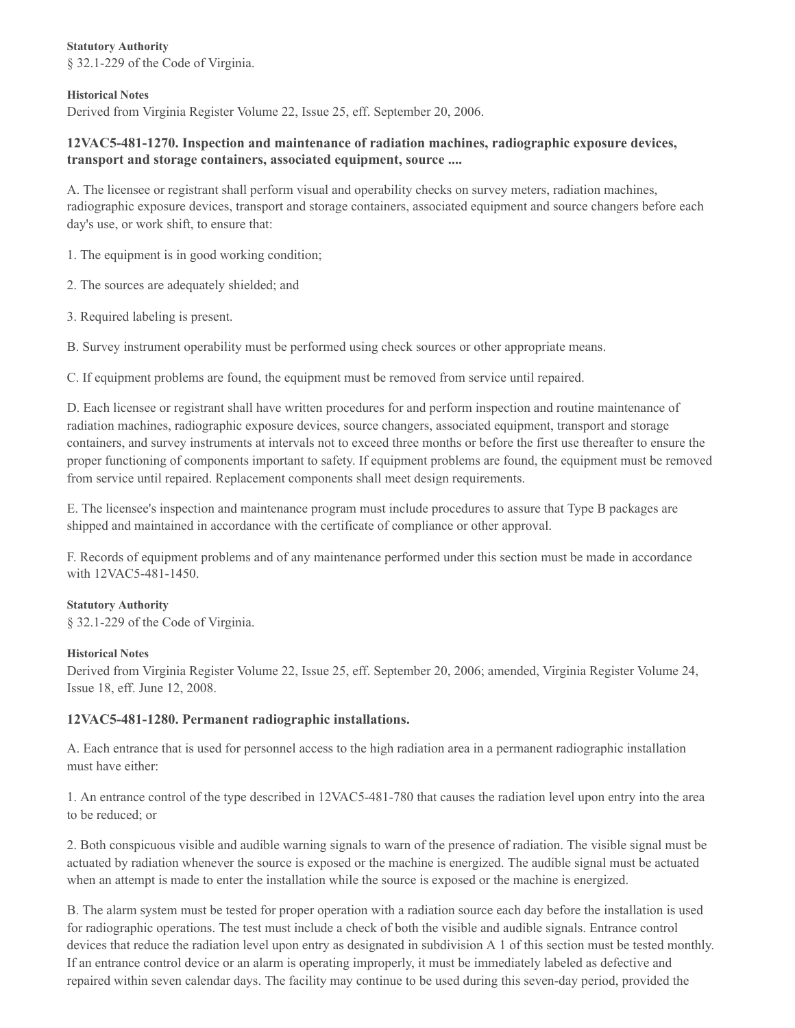**Statutory Authority**

§ 32.1-229 of the Code of Virginia.

**Historical Notes**

Derived from Virginia Register Volume 22, Issue 25, eff. September 20, 2006.

### 12VAC5-481-1270. Inspection and maintenance of radiation machines, radiographic exposure devices, transport and storage containers, associated equipment, source ....

A. The licensee or registrant shall perform visual and operability checks on survey meters, radiation machines, radiographic exposure devices, transport and storage containers, associated equipment and source changers before each day's use, or work shift, to ensure that:

1. The equipment is in good working condition;

2. The sources are adequately shielded; and

3. Required labeling is present.

B. Survey instrument operability must be performed using check sources or other appropriate means.

C. If equipment problems are found, the equipment must be removed from service until repaired.

D. Each licensee or registrant shall have written procedures for and perform inspection and routine maintenance of radiation machines, radiographic exposure devices, source changers, associated equipment, transport and storage containers, and survey instruments at intervals not to exceed three months or before the first use thereafter to ensure the proper functioning of components important to safety. If equipment problems are found, the equipment must be removed from service until repaired. Replacement components shall meet design requirements.

E. The licensee's inspection and maintenance program must include procedures to assure that Type B packages are shipped and maintained in accordance with the certificate of compliance or other approval.

F. Records of equipment problems and of any maintenance performed under this section must be made in accordance with 12VAC5-481-1450.

**Statutory Authority**

§ 32.1-229 of the Code of Virginia.

**Historical Notes**

Derived from Virginia Register Volume 22, Issue 25, eff. September 20, 2006; amended, Virginia Register Volume 24, Issue 18, eff. June 12, 2008.

### 12VAC5-481-1280. Permanent radiographic installations.

A. Each entrance that is used for personnel access to the high radiation area in a permanent radiographic installation must have either:

1. An entrance control of the type described in 12VAC5-481-780 that causes the radiation level upon entry into the area to be reduced; or

2. Both conspicuous visible and audible warning signals to warn of the presence of radiation. The visible signal must be actuated by radiation whenever the source is exposed or the machine is energized. The audible signal must be actuated when an attempt is made to enter the installation while the source is exposed or the machine is energized.

B. The alarm system must be tested for proper operation with a radiation source each day before the installation is used for radiographic operations. The test must include a check of both the visible and audible signals. Entrance control devices that reduce the radiation level upon entry as designated in subdivision A 1 of this section must be tested monthly. If an entrance control device or an alarm is operating improperly, it must be immediately labeled as defective and repaired within seven calendar days. The facility may continue to be used during this seven-day period, provided the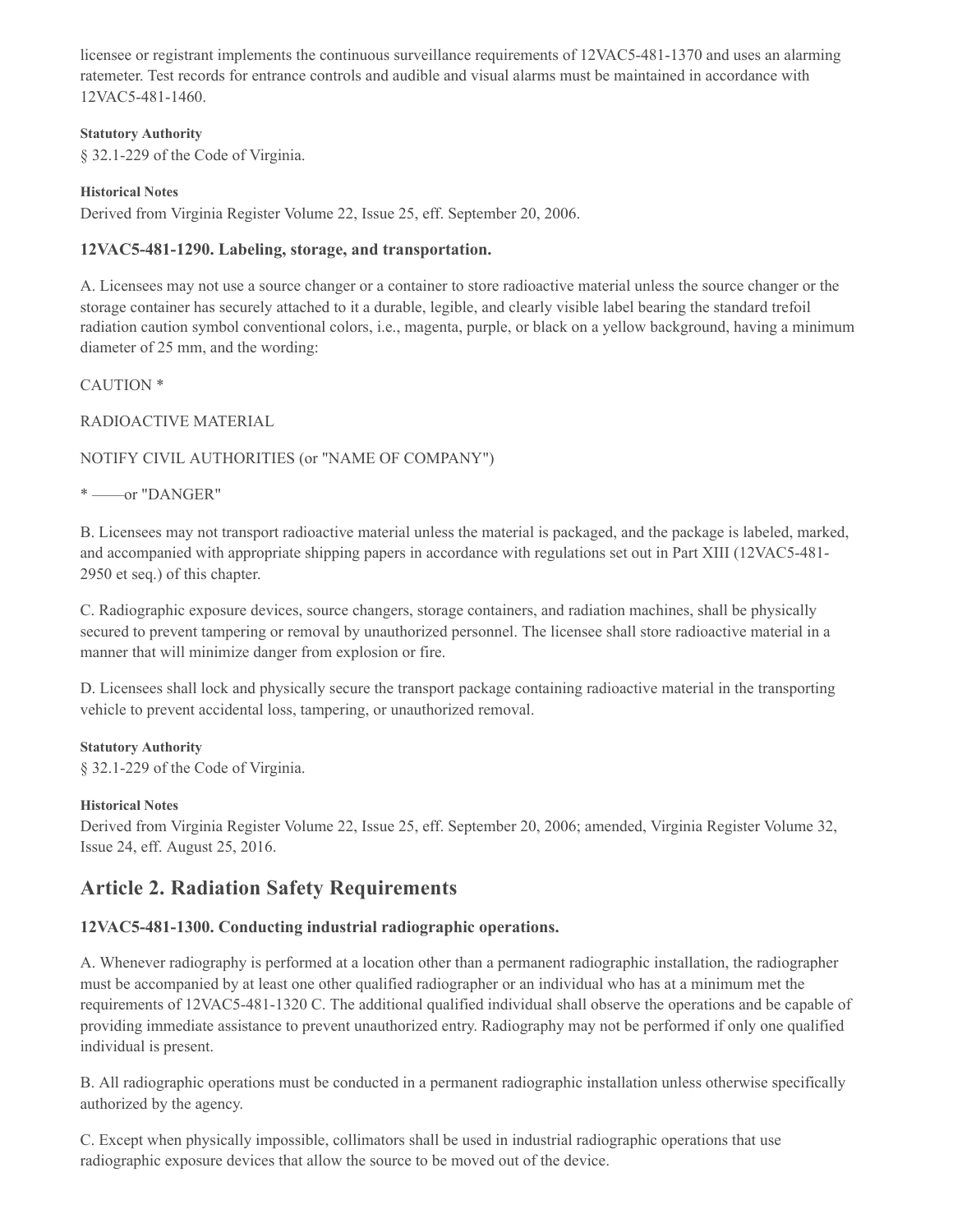licensee or registrant implements the continuous surveillance requirements of 12VAC5-481-1370 and uses an alarming ratemeter. Test records for entrance controls and audible and visual alarms must be maintained in accordance with 12VAC5-481-1460.

**Statutory Authority**

§ 32.1-229 of the Code of Virginia.

**Historical Notes**

Derived from Virginia Register Volume 22, Issue 25, eff. September 20, 2006.

### 12VAC5-481-1290. Labeling, storage, and transportation.

A. Licensees may not use a source changer or a container to store radioactive material unless the source changer or the storage container has securely attached to it a durable, legible, and clearly visible label bearing the standard trefoil radiation caution symbol conventional colors, i.e., magenta, purple, or black on a yellow background, having a minimum diameter of 25 mm, and the wording:

CAUTION *

RADIOACTIVE MATERIAL

NOTIFY CIVIL AUTHORITIES (or "NAME OF COMPANY")

* ——or "DANGER"

B. Licensees may not transport radioactive material unless the material is packaged, and the package is labeled, marked, and accompanied with appropriate shipping papers in accordance with regulations set out in Part XIII (12VAC5-481-2950 et seq.) of this chapter.

C. Radiographic exposure devices, source changers, storage containers, and radiation machines, shall be physically secured to prevent tampering or removal by unauthorized personnel. The licensee shall store radioactive material in a manner that will minimize danger from explosion or fire.

D. Licensees shall lock and physically secure the transport package containing radioactive material in the transporting vehicle to prevent accidental loss, tampering, or unauthorized removal.

**Statutory Authority**

§ 32.1-229 of the Code of Virginia.

**Historical Notes**

Derived from Virginia Register Volume 22, Issue 25, eff. September 20, 2006; amended, Virginia Register Volume 32, Issue 24, eff. August 25, 2016.

## Article 2. Radiation Safety Requirements

### 12VAC5-481-1300. Conducting industrial radiographic operations.

A. Whenever radiography is performed at a location other than a permanent radiographic installation, the radiographer must be accompanied by at least one other qualified radiographer or an individual who has at a minimum met the requirements of 12VAC5-481-1320 C. The additional qualified individual shall observe the operations and be capable of providing immediate assistance to prevent unauthorized entry. Radiography may not be performed if only one qualified individual is present.

B. All radiographic operations must be conducted in a permanent radiographic installation unless otherwise specifically authorized by the agency.

C. Except when physically impossible, collimators shall be used in industrial radiographic operations that use radiographic exposure devices that allow the source to be moved out of the device.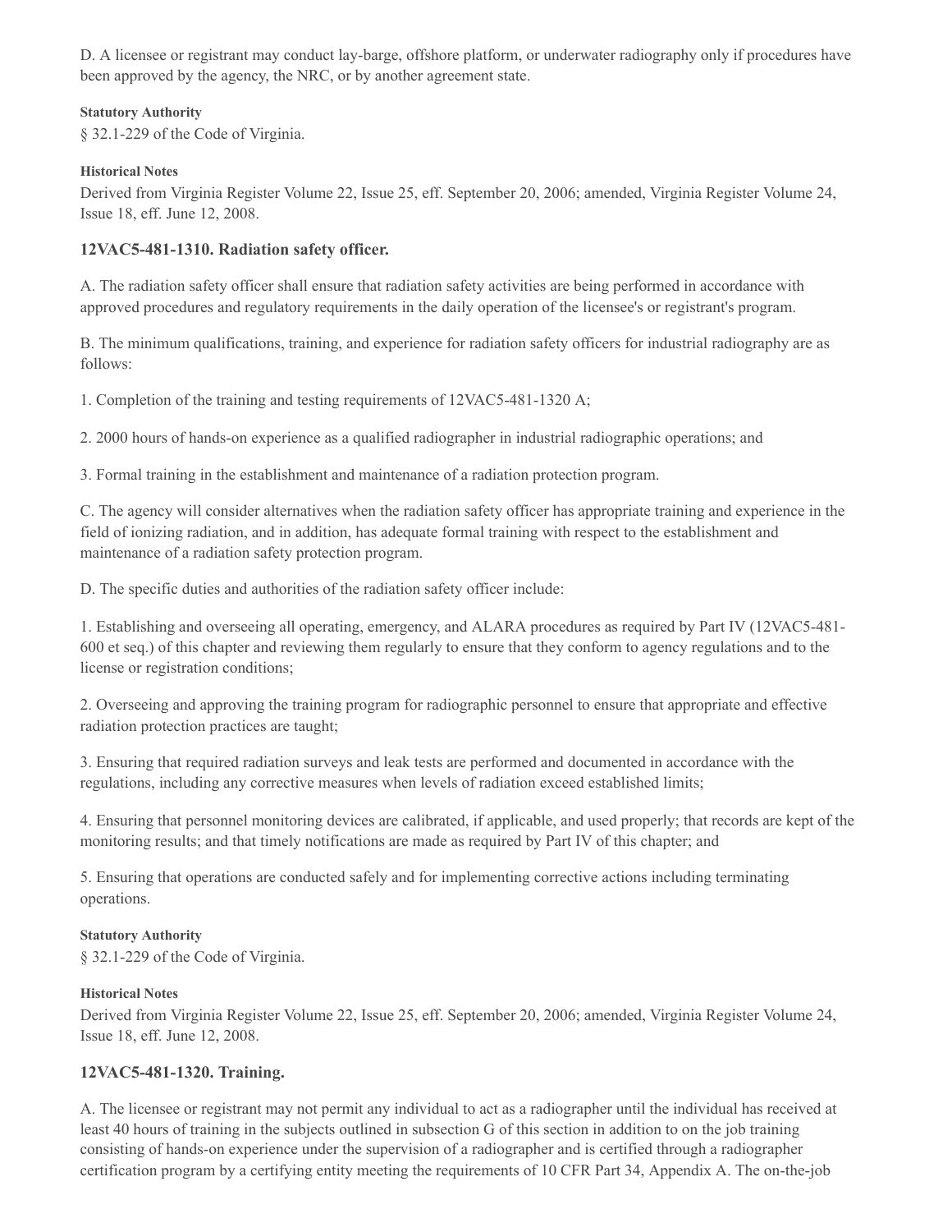D. A licensee or registrant may conduct lay-barge, offshore platform, or underwater radiography only if procedures have been approved by the agency, the NRC, or by another agreement state.

**Statutory Authority**

§ 32.1-229 of the Code of Virginia.

**Historical Notes**

Derived from Virginia Register Volume 22, Issue 25, eff. September 20, 2006; amended, Virginia Register Volume 24, Issue 18, eff. June 12, 2008.

### 12VAC5-481-1310. Radiation safety officer.

A. The radiation safety officer shall ensure that radiation safety activities are being performed in accordance with approved procedures and regulatory requirements in the daily operation of the licensee's or registrant's program.

B. The minimum qualifications, training, and experience for radiation safety officers for industrial radiography are as follows:

1. Completion of the training and testing requirements of 12VAC5-481-1320 A;

2. 2000 hours of hands-on experience as a qualified radiographer in industrial radiographic operations; and

3. Formal training in the establishment and maintenance of a radiation protection program.

C. The agency will consider alternatives when the radiation safety officer has appropriate training and experience in the field of ionizing radiation, and in addition, has adequate formal training with respect to the establishment and maintenance of a radiation safety protection program.

D. The specific duties and authorities of the radiation safety officer include:

1. Establishing and overseeing all operating, emergency, and ALARA procedures as required by Part IV (12VAC5-481-600 et seq.) of this chapter and reviewing them regularly to ensure that they conform to agency regulations and to the license or registration conditions;

2. Overseeing and approving the training program for radiographic personnel to ensure that appropriate and effective radiation protection practices are taught;

3. Ensuring that required radiation surveys and leak tests are performed and documented in accordance with the regulations, including any corrective measures when levels of radiation exceed established limits;

4. Ensuring that personnel monitoring devices are calibrated, if applicable, and used properly; that records are kept of the monitoring results; and that timely notifications are made as required by Part IV of this chapter; and

5. Ensuring that operations are conducted safely and for implementing corrective actions including terminating operations.

**Statutory Authority**

§ 32.1-229 of the Code of Virginia.

**Historical Notes**

Derived from Virginia Register Volume 22, Issue 25, eff. September 20, 2006; amended, Virginia Register Volume 24, Issue 18, eff. June 12, 2008.

### 12VAC5-481-1320. Training.

A. The licensee or registrant may not permit any individual to act as a radiographer until the individual has received at least 40 hours of training in the subjects outlined in subsection G of this section in addition to on the job training consisting of hands-on experience under the supervision of a radiographer and is certified through a radiographer certification program by a certifying entity meeting the requirements of 10 CFR Part 34, Appendix A. The on-the-job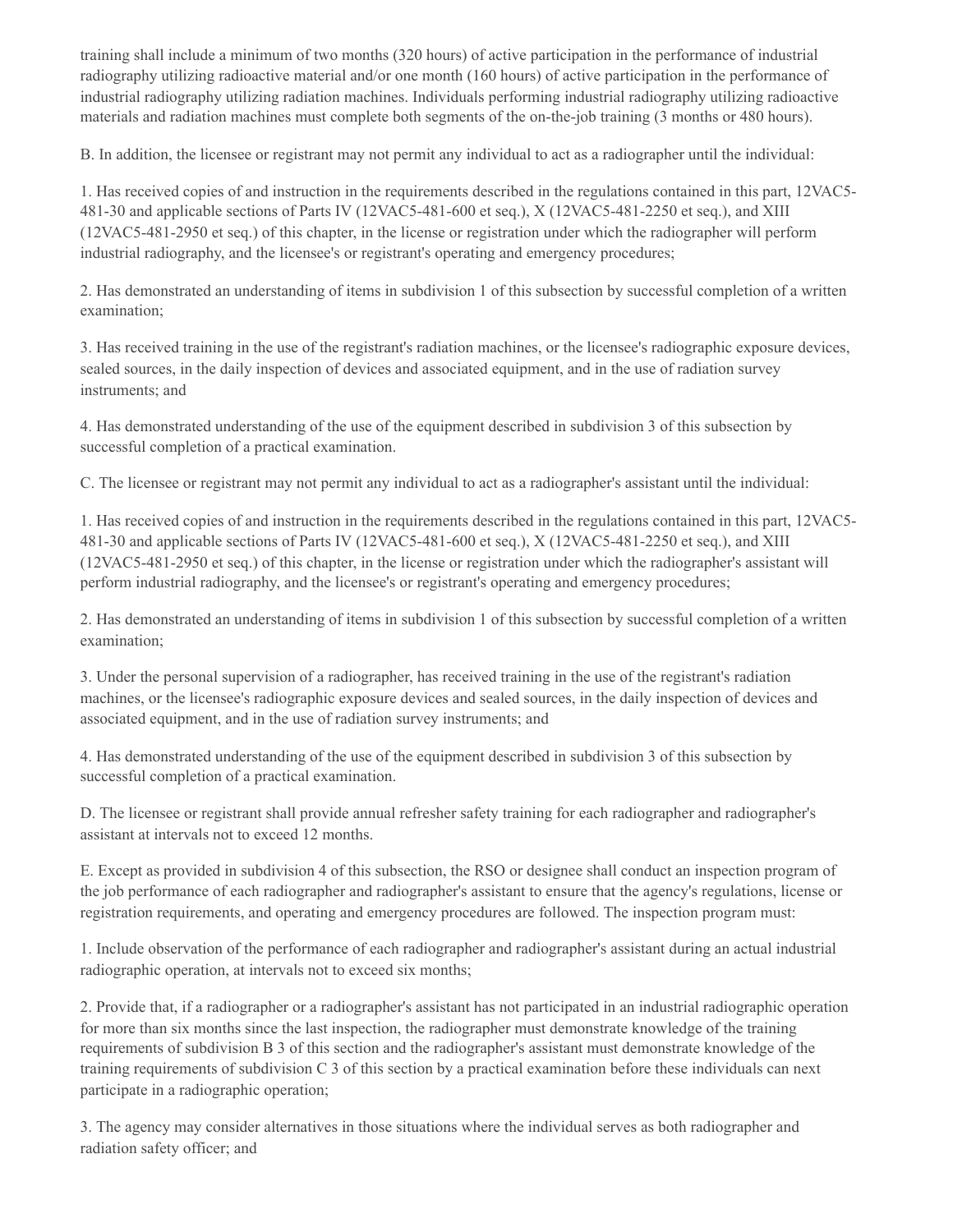training shall include a minimum of two months (320 hours) of active participation in the performance of industrial radiography utilizing radioactive material and/or one month (160 hours) of active participation in the performance of industrial radiography utilizing radiation machines. Individuals performing industrial radiography utilizing radioactive materials and radiation machines must complete both segments of the on-the-job training (3 months or 480 hours).

B. In addition, the licensee or registrant may not permit any individual to act as a radiographer until the individual:

1. Has received copies of and instruction in the requirements described in the regulations contained in this part, 12VAC5-481-30 and applicable sections of Parts IV (12VAC5-481-600 et seq.), X (12VAC5-481-2250 et seq.), and XIII (12VAC5-481-2950 et seq.) of this chapter, in the license or registration under which the radiographer will perform industrial radiography, and the licensee's or registrant's operating and emergency procedures;

2. Has demonstrated an understanding of items in subdivision 1 of this subsection by successful completion of a written examination;

3. Has received training in the use of the registrant's radiation machines, or the licensee's radiographic exposure devices, sealed sources, in the daily inspection of devices and associated equipment, and in the use of radiation survey instruments; and

4. Has demonstrated understanding of the use of the equipment described in subdivision 3 of this subsection by successful completion of a practical examination.

C. The licensee or registrant may not permit any individual to act as a radiographer's assistant until the individual:

1. Has received copies of and instruction in the requirements described in the regulations contained in this part, 12VAC5-481-30 and applicable sections of Parts IV (12VAC5-481-600 et seq.), X (12VAC5-481-2250 et seq.), and XIII (12VAC5-481-2950 et seq.) of this chapter, in the license or registration under which the radiographer's assistant will perform industrial radiography, and the licensee's or registrant's operating and emergency procedures;

2. Has demonstrated an understanding of items in subdivision 1 of this subsection by successful completion of a written examination;

3. Under the personal supervision of a radiographer, has received training in the use of the registrant's radiation machines, or the licensee's radiographic exposure devices and sealed sources, in the daily inspection of devices and associated equipment, and in the use of radiation survey instruments; and

4. Has demonstrated understanding of the use of the equipment described in subdivision 3 of this subsection by successful completion of a practical examination.

D. The licensee or registrant shall provide annual refresher safety training for each radiographer and radiographer's assistant at intervals not to exceed 12 months.

E. Except as provided in subdivision 4 of this subsection, the RSO or designee shall conduct an inspection program of the job performance of each radiographer and radiographer's assistant to ensure that the agency's regulations, license or registration requirements, and operating and emergency procedures are followed. The inspection program must:

1. Include observation of the performance of each radiographer and radiographer's assistant during an actual industrial radiographic operation, at intervals not to exceed six months;

2. Provide that, if a radiographer or a radiographer's assistant has not participated in an industrial radiographic operation for more than six months since the last inspection, the radiographer must demonstrate knowledge of the training requirements of subdivision B 3 of this section and the radiographer's assistant must demonstrate knowledge of the training requirements of subdivision C 3 of this section by a practical examination before these individuals can next participate in a radiographic operation;

3. The agency may consider alternatives in those situations where the individual serves as both radiographer and radiation safety officer; and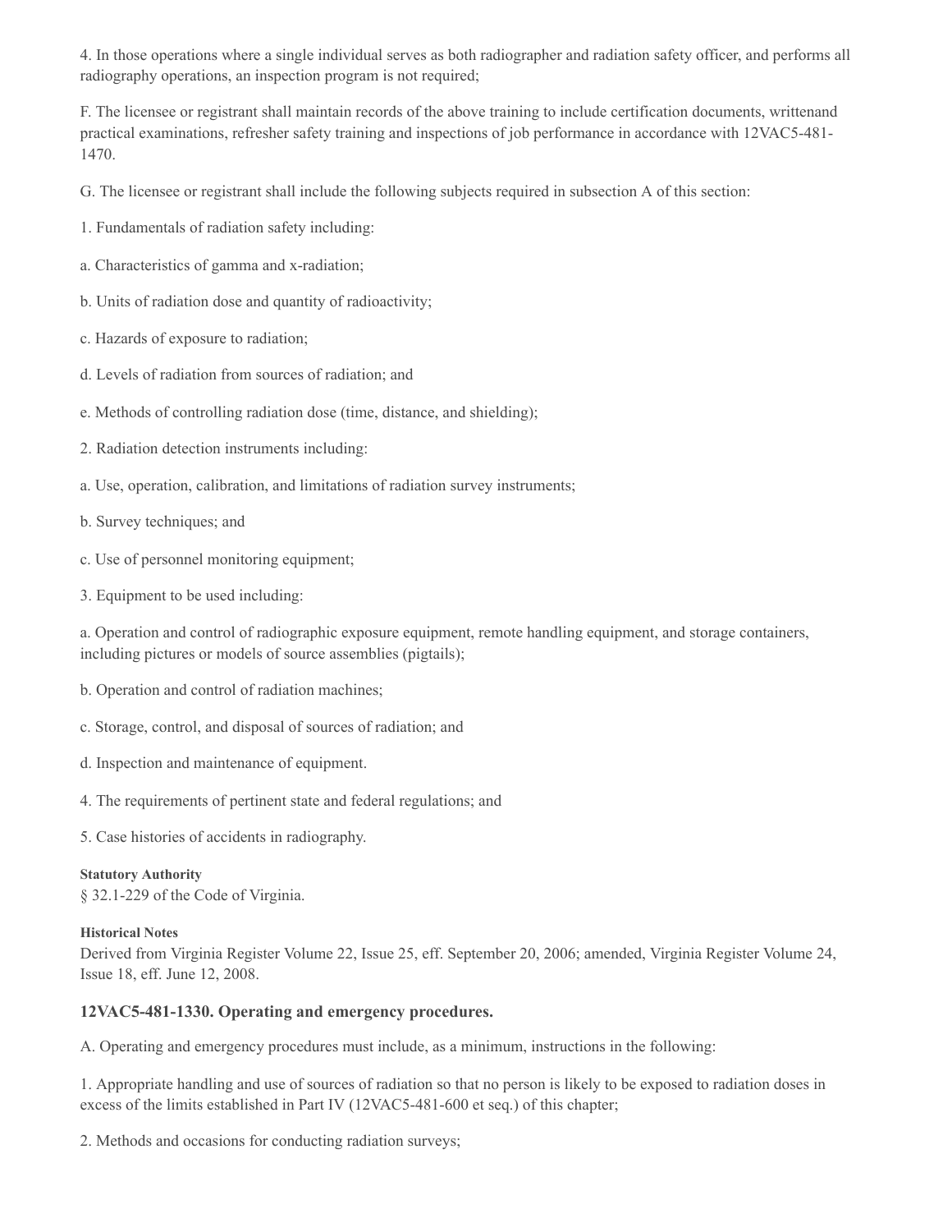4. In those operations where a single individual serves as both radiographer and radiation safety officer, and performs all radiography operations, an inspection program is not required;

F. The licensee or registrant shall maintain records of the above training to include certification documents, writtenand practical examinations, refresher safety training and inspections of job performance in accordance with 12VAC5-481-1470.

G. The licensee or registrant shall include the following subjects required in subsection A of this section:

1. Fundamentals of radiation safety including:

a. Characteristics of gamma and x-radiation;

b. Units of radiation dose and quantity of radioactivity;

c. Hazards of exposure to radiation;

d. Levels of radiation from sources of radiation; and

e. Methods of controlling radiation dose (time, distance, and shielding);

2. Radiation detection instruments including:

a. Use, operation, calibration, and limitations of radiation survey instruments;

b. Survey techniques; and

c. Use of personnel monitoring equipment;

3. Equipment to be used including:

a. Operation and control of radiographic exposure equipment, remote handling equipment, and storage containers, including pictures or models of source assemblies (pigtails);

b. Operation and control of radiation machines;

c. Storage, control, and disposal of sources of radiation; and

d. Inspection and maintenance of equipment.

4. The requirements of pertinent state and federal regulations; and

5. Case histories of accidents in radiography.

**Statutory Authority**

§ 32.1-229 of the Code of Virginia.

**Historical Notes**

Derived from Virginia Register Volume 22, Issue 25, eff. September 20, 2006; amended, Virginia Register Volume 24, Issue 18, eff. June 12, 2008.

### 12VAC5-481-1330. Operating and emergency procedures.

A. Operating and emergency procedures must include, as a minimum, instructions in the following:

1. Appropriate handling and use of sources of radiation so that no person is likely to be exposed to radiation doses in excess of the limits established in Part IV (12VAC5-481-600 et seq.) of this chapter;

2. Methods and occasions for conducting radiation surveys;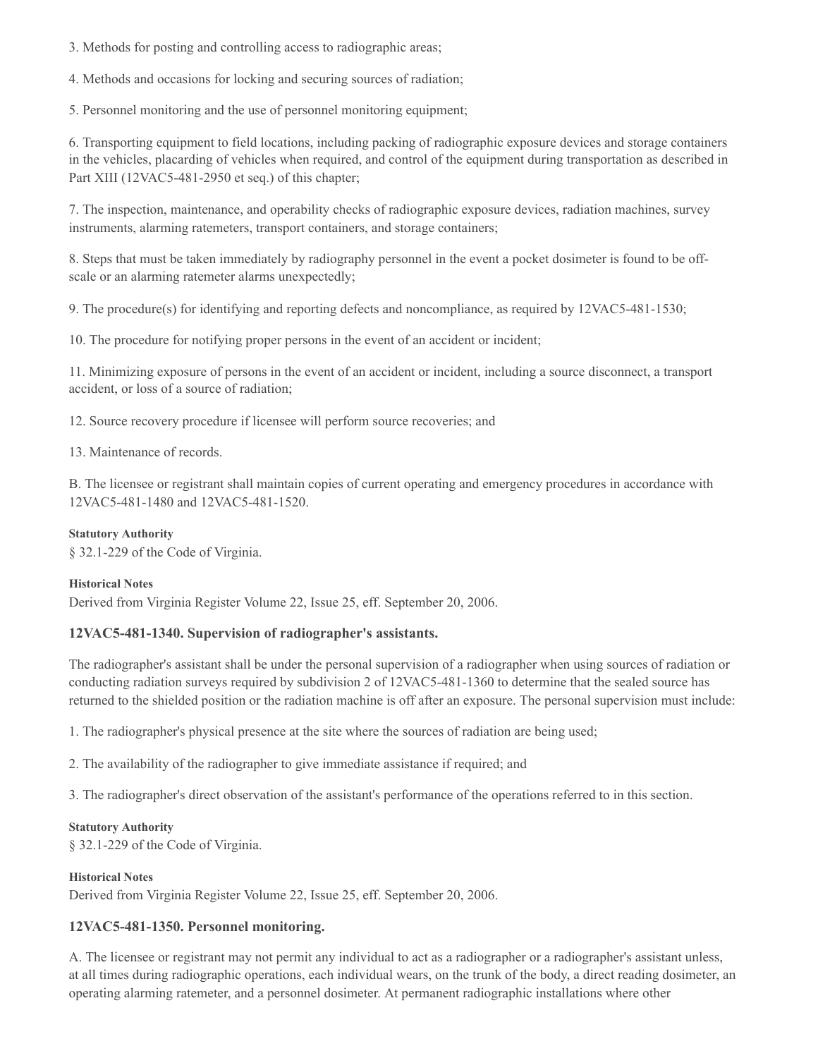3. Methods for posting and controlling access to radiographic areas;

4. Methods and occasions for locking and securing sources of radiation;

5. Personnel monitoring and the use of personnel monitoring equipment;

6. Transporting equipment to field locations, including packing of radiographic exposure devices and storage containers in the vehicles, placarding of vehicles when required, and control of the equipment during transportation as described in Part XIII (12VAC5-481-2950 et seq.) of this chapter;

7. The inspection, maintenance, and operability checks of radiographic exposure devices, radiation machines, survey instruments, alarming ratemeters, transport containers, and storage containers;

8. Steps that must be taken immediately by radiography personnel in the event a pocket dosimeter is found to be off-scale or an alarming ratemeter alarms unexpectedly;

9. The procedure(s) for identifying and reporting defects and noncompliance, as required by 12VAC5-481-1530;

10. The procedure for notifying proper persons in the event of an accident or incident;

11. Minimizing exposure of persons in the event of an accident or incident, including a source disconnect, a transport accident, or loss of a source of radiation;

12. Source recovery procedure if licensee will perform source recoveries; and

13. Maintenance of records.

B. The licensee or registrant shall maintain copies of current operating and emergency procedures in accordance with 12VAC5-481-1480 and 12VAC5-481-1520.

**Statutory Authority**

§ 32.1-229 of the Code of Virginia.

**Historical Notes**

Derived from Virginia Register Volume 22, Issue 25, eff. September 20, 2006.

### 12VAC5-481-1340. Supervision of radiographer's assistants.

The radiographer's assistant shall be under the personal supervision of a radiographer when using sources of radiation or conducting radiation surveys required by subdivision 2 of 12VAC5-481-1360 to determine that the sealed source has returned to the shielded position or the radiation machine is off after an exposure. The personal supervision must include:

1. The radiographer's physical presence at the site where the sources of radiation are being used;

2. The availability of the radiographer to give immediate assistance if required; and

3. The radiographer's direct observation of the assistant's performance of the operations referred to in this section.

**Statutory Authority**

§ 32.1-229 of the Code of Virginia.

**Historical Notes**

Derived from Virginia Register Volume 22, Issue 25, eff. September 20, 2006.

### 12VAC5-481-1350. Personnel monitoring.

A. The licensee or registrant may not permit any individual to act as a radiographer or a radiographer's assistant unless, at all times during radiographic operations, each individual wears, on the trunk of the body, a direct reading dosimeter, an operating alarming ratemeter, and a personnel dosimeter. At permanent radiographic installations where other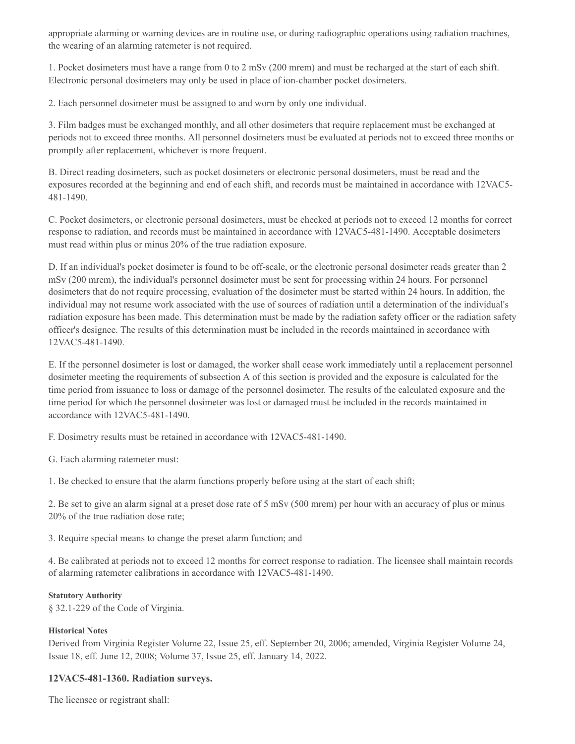appropriate alarming or warning devices are in routine use, or during radiographic operations using radiation machines, the wearing of an alarming ratemeter is not required.

1. Pocket dosimeters must have a range from 0 to 2 mSv (200 mrem) and must be recharged at the start of each shift. Electronic personal dosimeters may only be used in place of ion-chamber pocket dosimeters.

2. Each personnel dosimeter must be assigned to and worn by only one individual.

3. Film badges must be exchanged monthly, and all other dosimeters that require replacement must be exchanged at periods not to exceed three months. All personnel dosimeters must be evaluated at periods not to exceed three months or promptly after replacement, whichever is more frequent.

B. Direct reading dosimeters, such as pocket dosimeters or electronic personal dosimeters, must be read and the exposures recorded at the beginning and end of each shift, and records must be maintained in accordance with 12VAC5-481-1490.

C. Pocket dosimeters, or electronic personal dosimeters, must be checked at periods not to exceed 12 months for correct response to radiation, and records must be maintained in accordance with 12VAC5-481-1490. Acceptable dosimeters must read within plus or minus 20% of the true radiation exposure.

D. If an individual's pocket dosimeter is found to be off-scale, or the electronic personal dosimeter reads greater than 2 mSv (200 mrem), the individual's personnel dosimeter must be sent for processing within 24 hours. For personnel dosimeters that do not require processing, evaluation of the dosimeter must be started within 24 hours. In addition, the individual may not resume work associated with the use of sources of radiation until a determination of the individual's radiation exposure has been made. This determination must be made by the radiation safety officer or the radiation safety officer's designee. The results of this determination must be included in the records maintained in accordance with 12VAC5-481-1490.

E. If the personnel dosimeter is lost or damaged, the worker shall cease work immediately until a replacement personnel dosimeter meeting the requirements of subsection A of this section is provided and the exposure is calculated for the time period from issuance to loss or damage of the personnel dosimeter. The results of the calculated exposure and the time period for which the personnel dosimeter was lost or damaged must be included in the records maintained in accordance with 12VAC5-481-1490.

F. Dosimetry results must be retained in accordance with 12VAC5-481-1490.

G. Each alarming ratemeter must:

1. Be checked to ensure that the alarm functions properly before using at the start of each shift;

2. Be set to give an alarm signal at a preset dose rate of 5 mSv (500 mrem) per hour with an accuracy of plus or minus 20% of the true radiation dose rate;

3. Require special means to change the preset alarm function; and

4. Be calibrated at periods not to exceed 12 months for correct response to radiation. The licensee shall maintain records of alarming ratemeter calibrations in accordance with 12VAC5-481-1490.

**Statutory Authority**

§ 32.1-229 of the Code of Virginia.

**Historical Notes**

Derived from Virginia Register Volume 22, Issue 25, eff. September 20, 2006; amended, Virginia Register Volume 24, Issue 18, eff. June 12, 2008; Volume 37, Issue 25, eff. January 14, 2022.

### 12VAC5-481-1360. Radiation surveys.

The licensee or registrant shall: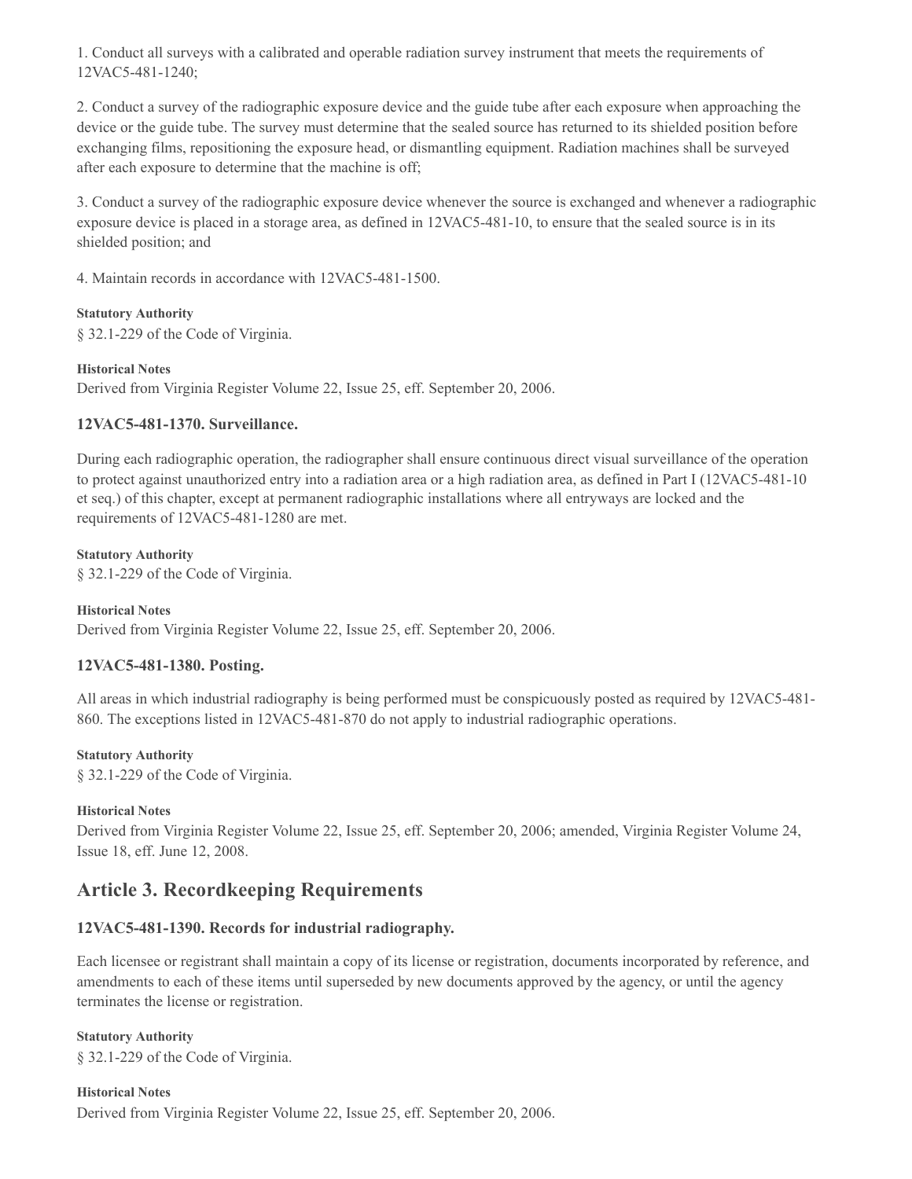1. Conduct all surveys with a calibrated and operable radiation survey instrument that meets the requirements of 12VAC5-481-1240;

2. Conduct a survey of the radiographic exposure device and the guide tube after each exposure when approaching the device or the guide tube. The survey must determine that the sealed source has returned to its shielded position before exchanging films, repositioning the exposure head, or dismantling equipment. Radiation machines shall be surveyed after each exposure to determine that the machine is off;

3. Conduct a survey of the radiographic exposure device whenever the source is exchanged and whenever a radiographic exposure device is placed in a storage area, as defined in 12VAC5-481-10, to ensure that the sealed source is in its shielded position; and

4. Maintain records in accordance with 12VAC5-481-1500.

**Statutory Authority**

§ 32.1-229 of the Code of Virginia.

**Historical Notes**

Derived from Virginia Register Volume 22, Issue 25, eff. September 20, 2006.

### 12VAC5-481-1370. Surveillance.

During each radiographic operation, the radiographer shall ensure continuous direct visual surveillance of the operation to protect against unauthorized entry into a radiation area or a high radiation area, as defined in Part I (12VAC5-481-10 et seq.) of this chapter, except at permanent radiographic installations where all entryways are locked and the requirements of 12VAC5-481-1280 are met.

**Statutory Authority**

§ 32.1-229 of the Code of Virginia.

**Historical Notes**

Derived from Virginia Register Volume 22, Issue 25, eff. September 20, 2006.

### 12VAC5-481-1380. Posting.

All areas in which industrial radiography is being performed must be conspicuously posted as required by 12VAC5-481-860. The exceptions listed in 12VAC5-481-870 do not apply to industrial radiographic operations.

**Statutory Authority**

§ 32.1-229 of the Code of Virginia.

**Historical Notes**

Derived from Virginia Register Volume 22, Issue 25, eff. September 20, 2006; amended, Virginia Register Volume 24, Issue 18, eff. June 12, 2008.

## Article 3. Recordkeeping Requirements

### 12VAC5-481-1390. Records for industrial radiography.

Each licensee or registrant shall maintain a copy of its license or registration, documents incorporated by reference, and amendments to each of these items until superseded by new documents approved by the agency, or until the agency terminates the license or registration.

**Statutory Authority**

§ 32.1-229 of the Code of Virginia.

**Historical Notes**

Derived from Virginia Register Volume 22, Issue 25, eff. September 20, 2006.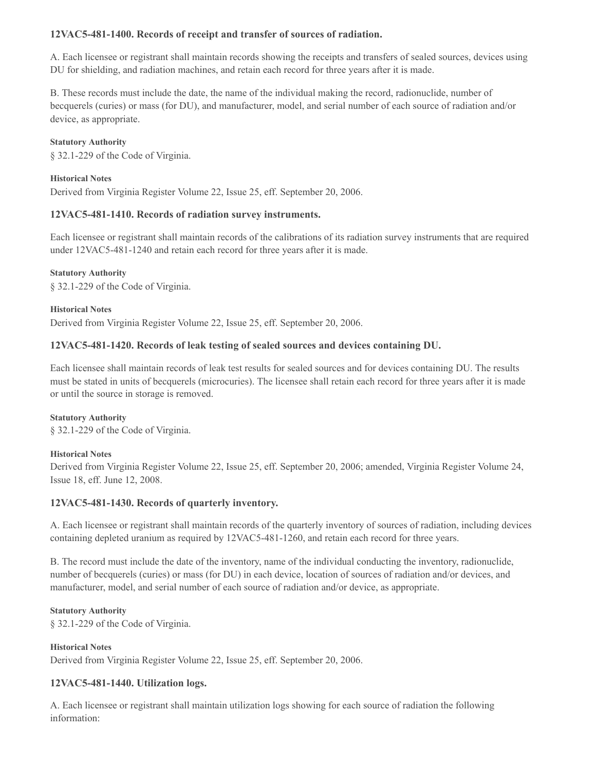### 12VAC5-481-1400. Records of receipt and transfer of sources of radiation.

A. Each licensee or registrant shall maintain records showing the receipts and transfers of sealed sources, devices using DU for shielding, and radiation machines, and retain each record for three years after it is made.

B. These records must include the date, the name of the individual making the record, radionuclide, number of becquerels (curies) or mass (for DU), and manufacturer, model, and serial number of each source of radiation and/or device, as appropriate.

**Statutory Authority**

§ 32.1-229 of the Code of Virginia.

**Historical Notes**

Derived from Virginia Register Volume 22, Issue 25, eff. September 20, 2006.

### 12VAC5-481-1410. Records of radiation survey instruments.

Each licensee or registrant shall maintain records of the calibrations of its radiation survey instruments that are required under 12VAC5-481-1240 and retain each record for three years after it is made.

**Statutory Authority**

§ 32.1-229 of the Code of Virginia.

**Historical Notes**

Derived from Virginia Register Volume 22, Issue 25, eff. September 20, 2006.

### 12VAC5-481-1420. Records of leak testing of sealed sources and devices containing DU.

Each licensee shall maintain records of leak test results for sealed sources and for devices containing DU. The results must be stated in units of becquerels (microcuries). The licensee shall retain each record for three years after it is made or until the source in storage is removed.

**Statutory Authority**

§ 32.1-229 of the Code of Virginia.

**Historical Notes**

Derived from Virginia Register Volume 22, Issue 25, eff. September 20, 2006; amended, Virginia Register Volume 24, Issue 18, eff. June 12, 2008.

### 12VAC5-481-1430. Records of quarterly inventory.

A. Each licensee or registrant shall maintain records of the quarterly inventory of sources of radiation, including devices containing depleted uranium as required by 12VAC5-481-1260, and retain each record for three years.

B. The record must include the date of the inventory, name of the individual conducting the inventory, radionuclide, number of becquerels (curies) or mass (for DU) in each device, location of sources of radiation and/or devices, and manufacturer, model, and serial number of each source of radiation and/or device, as appropriate.

**Statutory Authority**

§ 32.1-229 of the Code of Virginia.

**Historical Notes**

Derived from Virginia Register Volume 22, Issue 25, eff. September 20, 2006.

### 12VAC5-481-1440. Utilization logs.

A. Each licensee or registrant shall maintain utilization logs showing for each source of radiation the following information: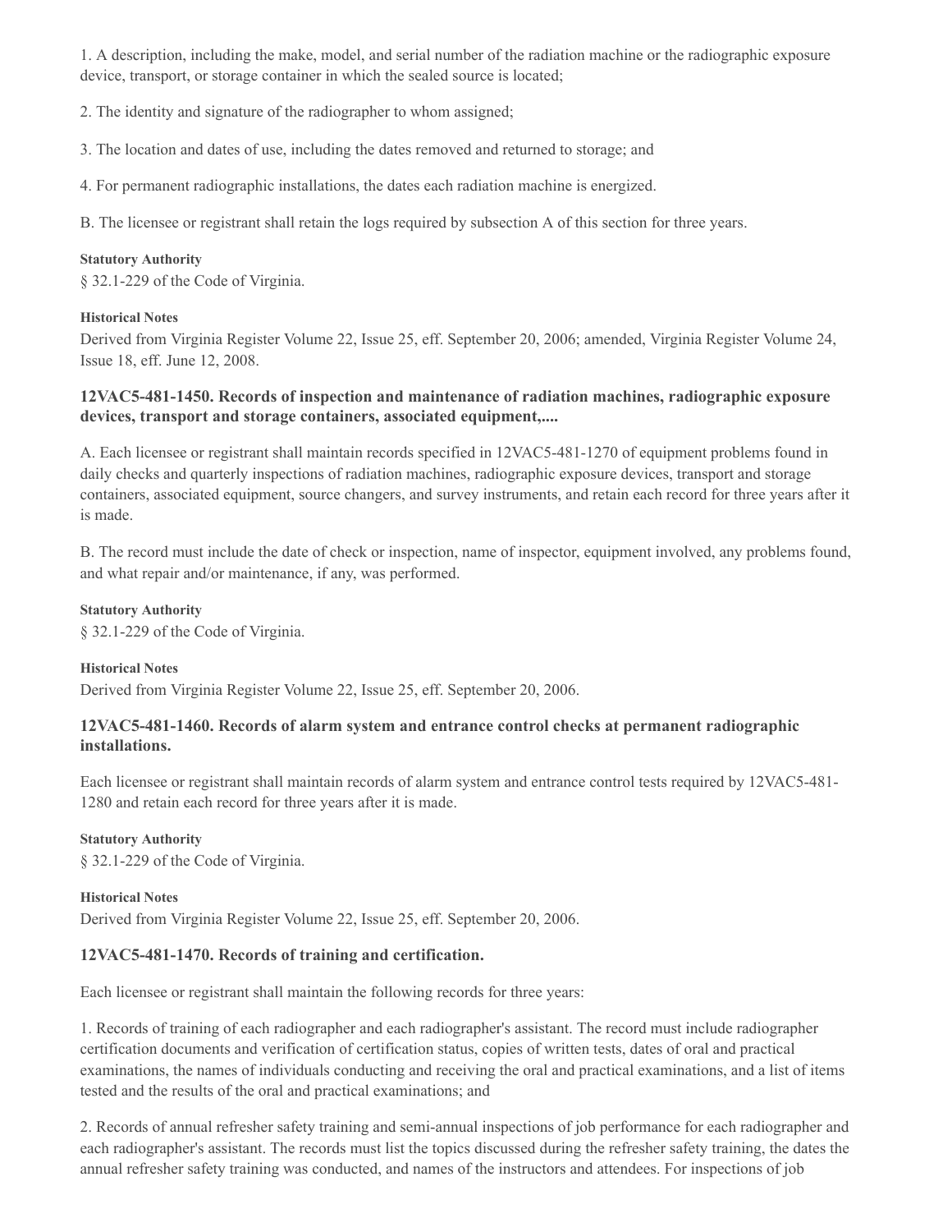1. A description, including the make, model, and serial number of the radiation machine or the radiographic exposure device, transport, or storage container in which the sealed source is located;

2. The identity and signature of the radiographer to whom assigned;

3. The location and dates of use, including the dates removed and returned to storage; and

4. For permanent radiographic installations, the dates each radiation machine is energized.

B. The licensee or registrant shall retain the logs required by subsection A of this section for three years.

**Statutory Authority**

§ 32.1-229 of the Code of Virginia.

**Historical Notes**

Derived from Virginia Register Volume 22, Issue 25, eff. September 20, 2006; amended, Virginia Register Volume 24, Issue 18, eff. June 12, 2008.

### 12VAC5-481-1450. Records of inspection and maintenance of radiation machines, radiographic exposure devices, transport and storage containers, associated equipment,....

A. Each licensee or registrant shall maintain records specified in 12VAC5-481-1270 of equipment problems found in daily checks and quarterly inspections of radiation machines, radiographic exposure devices, transport and storage containers, associated equipment, source changers, and survey instruments, and retain each record for three years after it is made.

B. The record must include the date of check or inspection, name of inspector, equipment involved, any problems found, and what repair and/or maintenance, if any, was performed.

**Statutory Authority**

§ 32.1-229 of the Code of Virginia.

**Historical Notes**

Derived from Virginia Register Volume 22, Issue 25, eff. September 20, 2006.

### 12VAC5-481-1460. Records of alarm system and entrance control checks at permanent radiographic installations.

Each licensee or registrant shall maintain records of alarm system and entrance control tests required by 12VAC5-481-1280 and retain each record for three years after it is made.

**Statutory Authority**

§ 32.1-229 of the Code of Virginia.

**Historical Notes**

Derived from Virginia Register Volume 22, Issue 25, eff. September 20, 2006.

### 12VAC5-481-1470. Records of training and certification.

Each licensee or registrant shall maintain the following records for three years:

1. Records of training of each radiographer and each radiographer's assistant. The record must include radiographer certification documents and verification of certification status, copies of written tests, dates of oral and practical examinations, the names of individuals conducting and receiving the oral and practical examinations, and a list of items tested and the results of the oral and practical examinations; and

2. Records of annual refresher safety training and semi-annual inspections of job performance for each radiographer and each radiographer's assistant. The records must list the topics discussed during the refresher safety training, the dates the annual refresher safety training was conducted, and names of the instructors and attendees. For inspections of job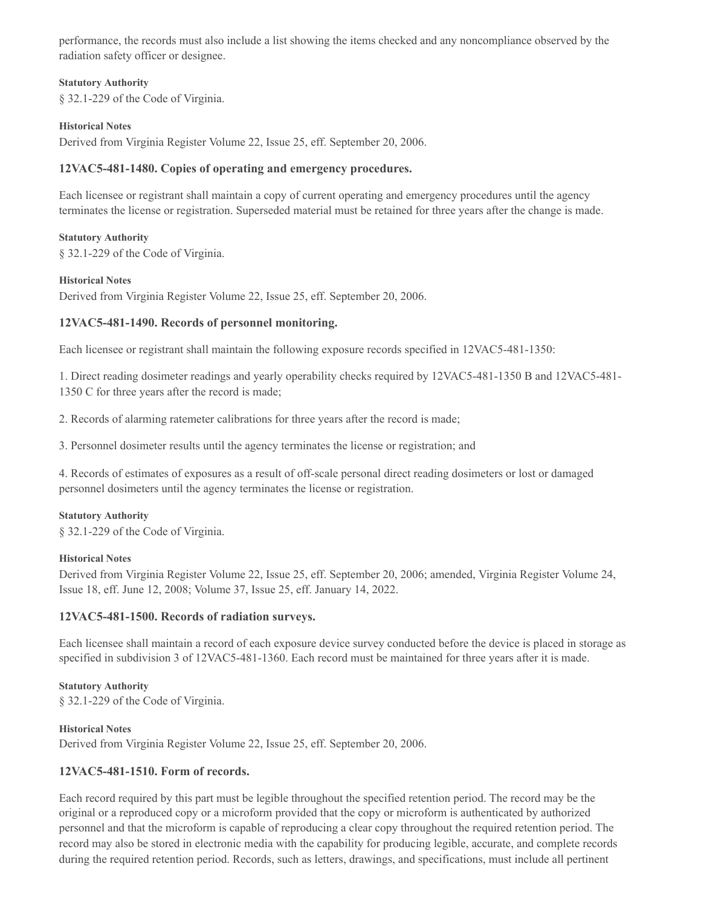performance, the records must also include a list showing the items checked and any noncompliance observed by the radiation safety officer or designee.

**Statutory Authority**

§ 32.1-229 of the Code of Virginia.

**Historical Notes**

Derived from Virginia Register Volume 22, Issue 25, eff. September 20, 2006.

### 12VAC5-481-1480. Copies of operating and emergency procedures.

Each licensee or registrant shall maintain a copy of current operating and emergency procedures until the agency terminates the license or registration. Superseded material must be retained for three years after the change is made.

**Statutory Authority**

§ 32.1-229 of the Code of Virginia.

**Historical Notes**

Derived from Virginia Register Volume 22, Issue 25, eff. September 20, 2006.

### 12VAC5-481-1490. Records of personnel monitoring.

Each licensee or registrant shall maintain the following exposure records specified in 12VAC5-481-1350:

1. Direct reading dosimeter readings and yearly operability checks required by 12VAC5-481-1350 B and 12VAC5-481-1350 C for three years after the record is made;

2. Records of alarming ratemeter calibrations for three years after the record is made;

3. Personnel dosimeter results until the agency terminates the license or registration; and

4. Records of estimates of exposures as a result of off-scale personal direct reading dosimeters or lost or damaged personnel dosimeters until the agency terminates the license or registration.

**Statutory Authority**

§ 32.1-229 of the Code of Virginia.

**Historical Notes**

Derived from Virginia Register Volume 22, Issue 25, eff. September 20, 2006; amended, Virginia Register Volume 24, Issue 18, eff. June 12, 2008; Volume 37, Issue 25, eff. January 14, 2022.

### 12VAC5-481-1500. Records of radiation surveys.

Each licensee shall maintain a record of each exposure device survey conducted before the device is placed in storage as specified in subdivision 3 of 12VAC5-481-1360. Each record must be maintained for three years after it is made.

**Statutory Authority**

§ 32.1-229 of the Code of Virginia.

**Historical Notes**

Derived from Virginia Register Volume 22, Issue 25, eff. September 20, 2006.

### 12VAC5-481-1510. Form of records.

Each record required by this part must be legible throughout the specified retention period. The record may be the original or a reproduced copy or a microform provided that the copy or microform is authenticated by authorized personnel and that the microform is capable of reproducing a clear copy throughout the required retention period. The record may also be stored in electronic media with the capability for producing legible, accurate, and complete records during the required retention period. Records, such as letters, drawings, and specifications, must include all pertinent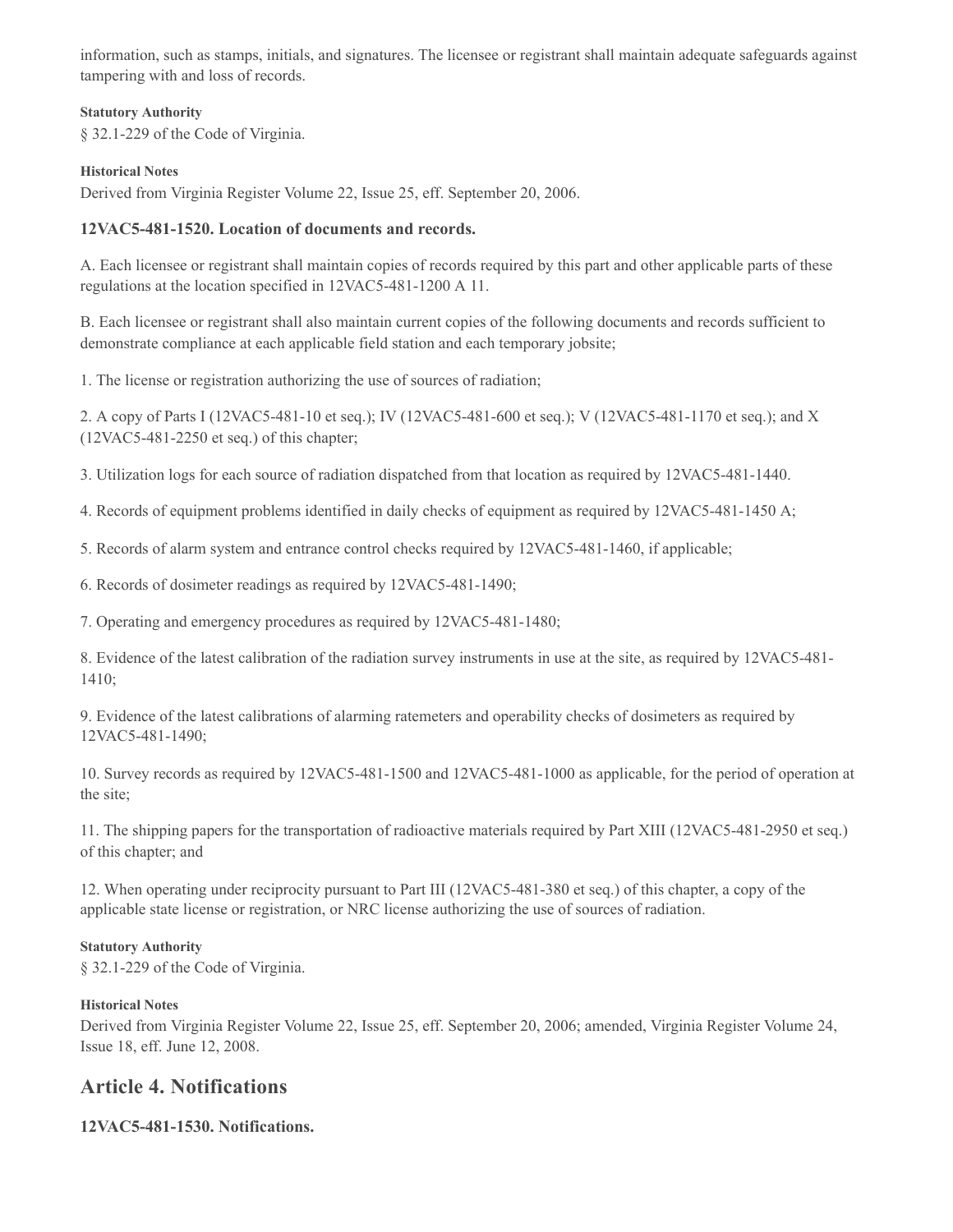information, such as stamps, initials, and signatures. The licensee or registrant shall maintain adequate safeguards against tampering with and loss of records.

**Statutory Authority**

§ 32.1-229 of the Code of Virginia.

**Historical Notes**

Derived from Virginia Register Volume 22, Issue 25, eff. September 20, 2006.

### 12VAC5-481-1520. Location of documents and records.

A. Each licensee or registrant shall maintain copies of records required by this part and other applicable parts of these regulations at the location specified in 12VAC5-481-1200 A 11.

B. Each licensee or registrant shall also maintain current copies of the following documents and records sufficient to demonstrate compliance at each applicable field station and each temporary jobsite;

1. The license or registration authorizing the use of sources of radiation;

2. A copy of Parts I (12VAC5-481-10 et seq.); IV (12VAC5-481-600 et seq.); V (12VAC5-481-1170 et seq.); and X (12VAC5-481-2250 et seq.) of this chapter;

3. Utilization logs for each source of radiation dispatched from that location as required by 12VAC5-481-1440.

4. Records of equipment problems identified in daily checks of equipment as required by 12VAC5-481-1450 A;

5. Records of alarm system and entrance control checks required by 12VAC5-481-1460, if applicable;

6. Records of dosimeter readings as required by 12VAC5-481-1490;

7. Operating and emergency procedures as required by 12VAC5-481-1480;

8. Evidence of the latest calibration of the radiation survey instruments in use at the site, as required by 12VAC5-481-1410;

9. Evidence of the latest calibrations of alarming ratemeters and operability checks of dosimeters as required by 12VAC5-481-1490;

10. Survey records as required by 12VAC5-481-1500 and 12VAC5-481-1000 as applicable, for the period of operation at the site;

11. The shipping papers for the transportation of radioactive materials required by Part XIII (12VAC5-481-2950 et seq.) of this chapter; and

12. When operating under reciprocity pursuant to Part III (12VAC5-481-380 et seq.) of this chapter, a copy of the applicable state license or registration, or NRC license authorizing the use of sources of radiation.

**Statutory Authority**

§ 32.1-229 of the Code of Virginia.

**Historical Notes**

Derived from Virginia Register Volume 22, Issue 25, eff. September 20, 2006; amended, Virginia Register Volume 24, Issue 18, eff. June 12, 2008.

## Article 4. Notifications

### 12VAC5-481-1530. Notifications.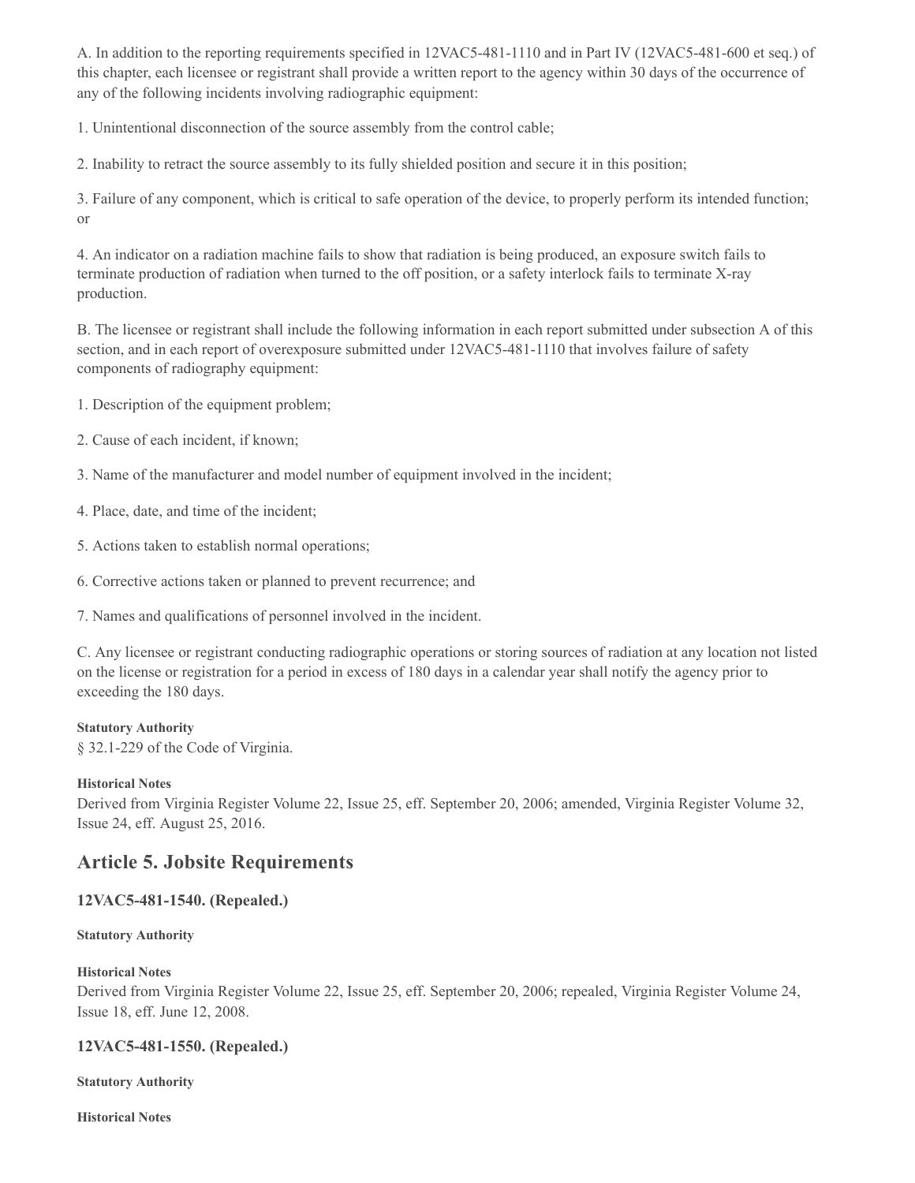A. In addition to the reporting requirements specified in 12VAC5-481-1110 and in Part IV (12VAC5-481-600 et seq.) of this chapter, each licensee or registrant shall provide a written report to the agency within 30 days of the occurrence of any of the following incidents involving radiographic equipment:

1. Unintentional disconnection of the source assembly from the control cable;

2. Inability to retract the source assembly to its fully shielded position and secure it in this position;

3. Failure of any component, which is critical to safe operation of the device, to properly perform its intended function; or

4. An indicator on a radiation machine fails to show that radiation is being produced, an exposure switch fails to terminate production of radiation when turned to the off position, or a safety interlock fails to terminate X-ray production.

B. The licensee or registrant shall include the following information in each report submitted under subsection A of this section, and in each report of overexposure submitted under 12VAC5-481-1110 that involves failure of safety components of radiography equipment:

1. Description of the equipment problem;

2. Cause of each incident, if known;

3. Name of the manufacturer and model number of equipment involved in the incident;

4. Place, date, and time of the incident;

5. Actions taken to establish normal operations;

6. Corrective actions taken or planned to prevent recurrence; and

7. Names and qualifications of personnel involved in the incident.

C. Any licensee or registrant conducting radiographic operations or storing sources of radiation at any location not listed on the license or registration for a period in excess of 180 days in a calendar year shall notify the agency prior to exceeding the 180 days.

**Statutory Authority**

§ 32.1-229 of the Code of Virginia.

**Historical Notes**

Derived from Virginia Register Volume 22, Issue 25, eff. September 20, 2006; amended, Virginia Register Volume 32, Issue 24, eff. August 25, 2016.

## Article 5. Jobsite Requirements

### 12VAC5-481-1540. (Repealed.)

**Statutory Authority**

**Historical Notes**

Derived from Virginia Register Volume 22, Issue 25, eff. September 20, 2006; repealed, Virginia Register Volume 24, Issue 18, eff. June 12, 2008.

### 12VAC5-481-1550. (Repealed.)

**Statutory Authority**

**Historical Notes**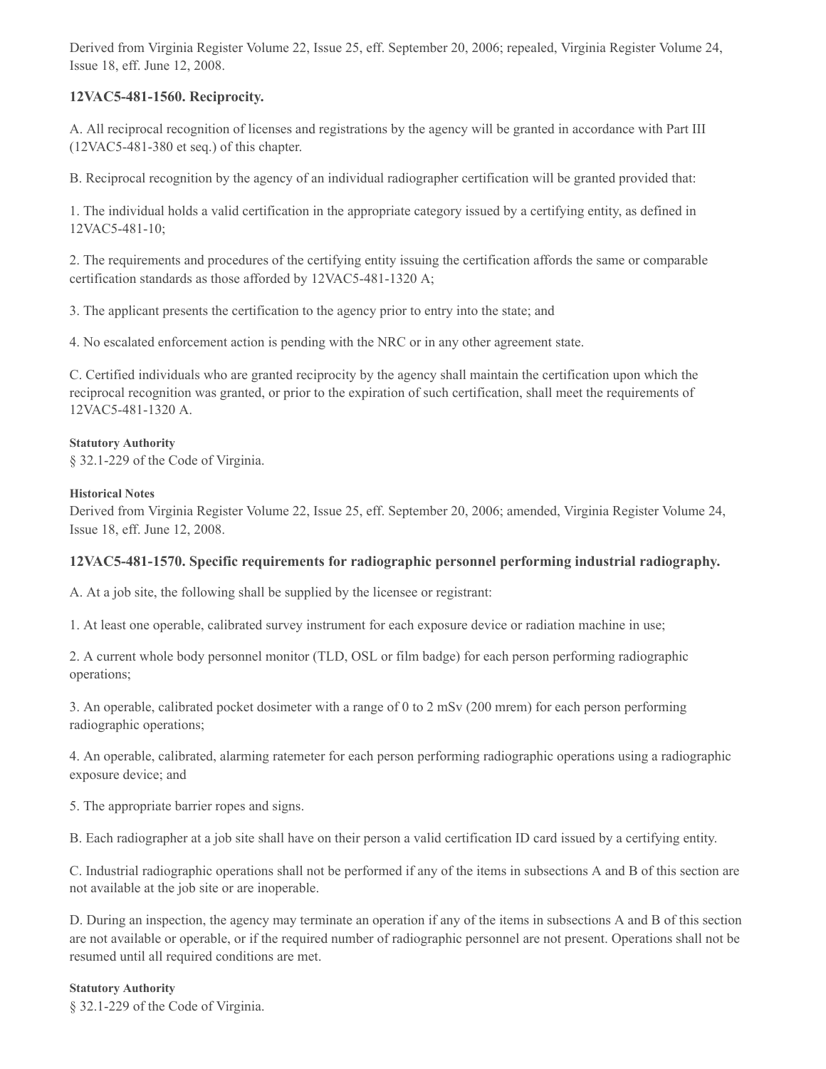Derived from Virginia Register Volume 22, Issue 25, eff. September 20, 2006; repealed, Virginia Register Volume 24, Issue 18, eff. June 12, 2008.

### 12VAC5-481-1560. Reciprocity.

A. All reciprocal recognition of licenses and registrations by the agency will be granted in accordance with Part III (12VAC5-481-380 et seq.) of this chapter.

B. Reciprocal recognition by the agency of an individual radiographer certification will be granted provided that:

1. The individual holds a valid certification in the appropriate category issued by a certifying entity, as defined in 12VAC5-481-10;

2. The requirements and procedures of the certifying entity issuing the certification affords the same or comparable certification standards as those afforded by 12VAC5-481-1320 A;

3. The applicant presents the certification to the agency prior to entry into the state; and

4. No escalated enforcement action is pending with the NRC or in any other agreement state.

C. Certified individuals who are granted reciprocity by the agency shall maintain the certification upon which the reciprocal recognition was granted, or prior to the expiration of such certification, shall meet the requirements of 12VAC5-481-1320 A.

**Statutory Authority**

§ 32.1-229 of the Code of Virginia.

**Historical Notes**

Derived from Virginia Register Volume 22, Issue 25, eff. September 20, 2006; amended, Virginia Register Volume 24, Issue 18, eff. June 12, 2008.

### 12VAC5-481-1570. Specific requirements for radiographic personnel performing industrial radiography.

A. At a job site, the following shall be supplied by the licensee or registrant:

1. At least one operable, calibrated survey instrument for each exposure device or radiation machine in use;

2. A current whole body personnel monitor (TLD, OSL or film badge) for each person performing radiographic operations;

3. An operable, calibrated pocket dosimeter with a range of 0 to 2 mSv (200 mrem) for each person performing radiographic operations;

4. An operable, calibrated, alarming ratemeter for each person performing radiographic operations using a radiographic exposure device; and

5. The appropriate barrier ropes and signs.

B. Each radiographer at a job site shall have on their person a valid certification ID card issued by a certifying entity.

C. Industrial radiographic operations shall not be performed if any of the items in subsections A and B of this section are not available at the job site or are inoperable.

D. During an inspection, the agency may terminate an operation if any of the items in subsections A and B of this section are not available or operable, or if the required number of radiographic personnel are not present. Operations shall not be resumed until all required conditions are met.

**Statutory Authority**

§ 32.1-229 of the Code of Virginia.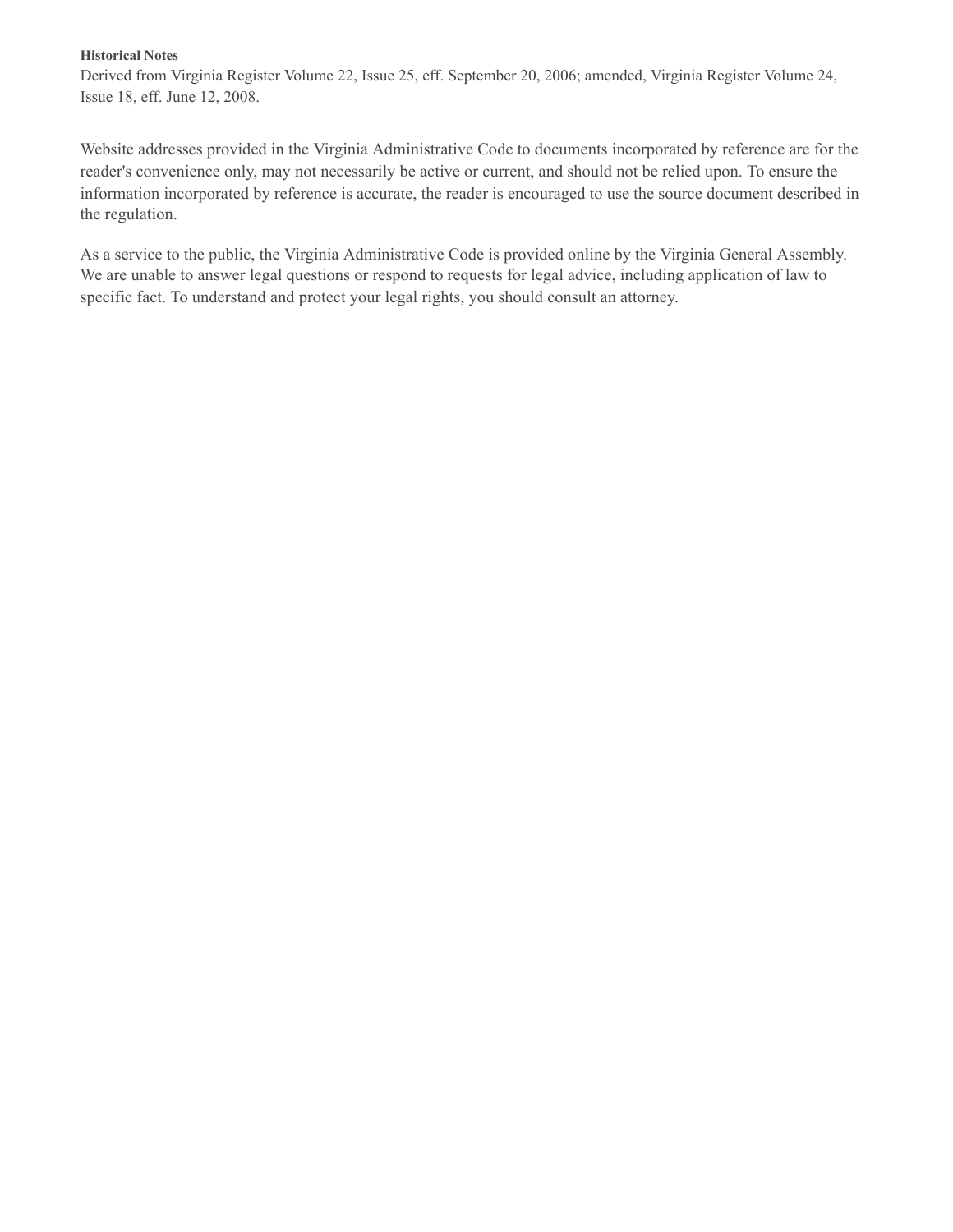**Historical Notes**

Derived from Virginia Register Volume 22, Issue 25, eff. September 20, 2006; amended, Virginia Register Volume 24, Issue 18, eff. June 12, 2008.

Website addresses provided in the Virginia Administrative Code to documents incorporated by reference are for the reader's convenience only, may not necessarily be active or current, and should not be relied upon. To ensure the information incorporated by reference is accurate, the reader is encouraged to use the source document described in the regulation.

As a service to the public, the Virginia Administrative Code is provided online by the Virginia General Assembly. We are unable to answer legal questions or respond to requests for legal advice, including application of law to specific fact. To understand and protect your legal rights, you should consult an attorney.